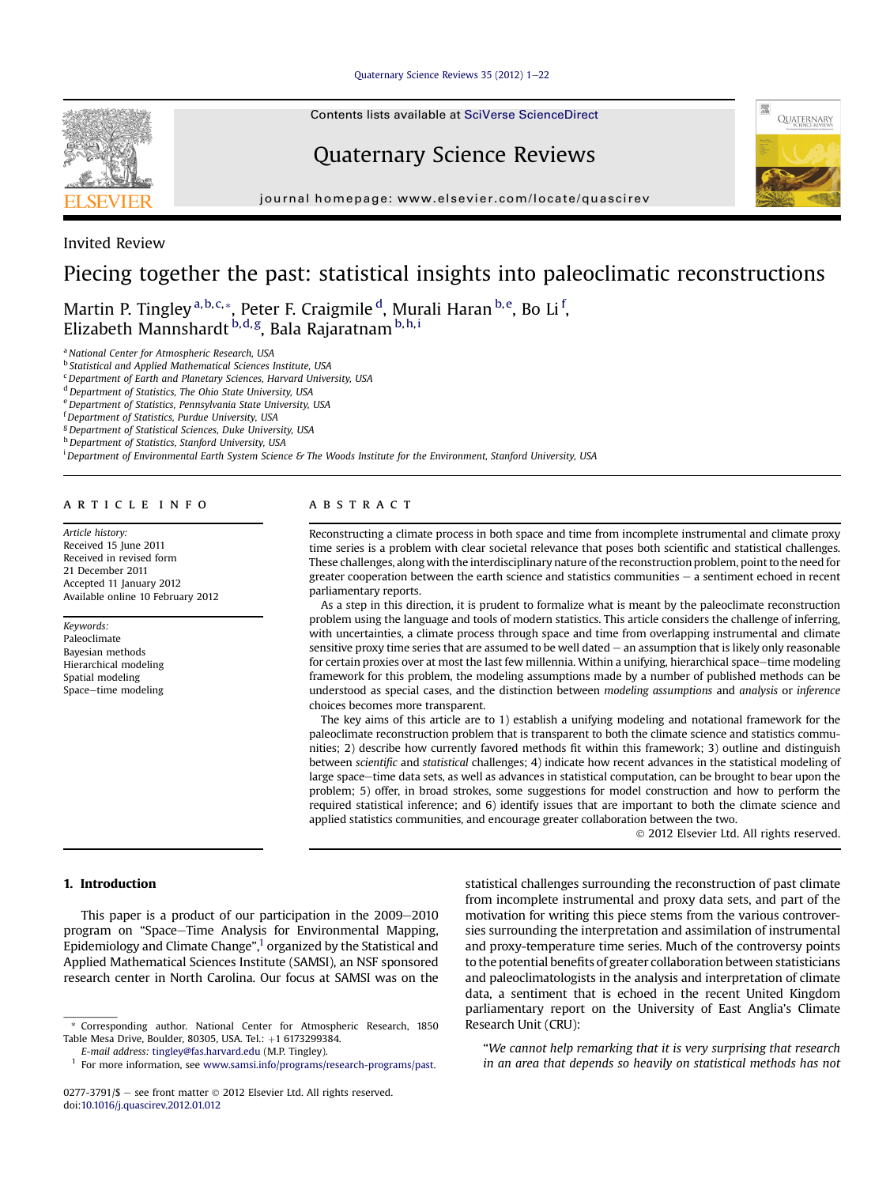Invited Review

# Piecing together the past: statistical insights into paleoclimatic reconstructions

Martin P. Tingley [a,b,c,*], Peter F. Craigmile [d], Murali Haran [b,e], Bo Li [f], Elizabeth Mannshardt [b,d,g], Bala Rajaratnam [b,h,i]

[a] National Center for Atmospheric Research, USA
[b] Statistical and Applied Mathematical Sciences Institute, USA
[c] Department of Earth and Planetary Sciences, Harvard University, USA
[d] Department of Statistics, The Ohio State University, USA
[e] Department of Statistics, Pennsylvania State University, USA
[f] Department of Statistics, Purdue University, USA
[g] Department of Statistical Sciences, Duke University, USA
[h] Department of Statistics, Stanford University, USA
[i] Department of Environmental Earth System Science & The Woods Institute for the Environment, Stanford University, USA

## ARTICLE INFO

*Article history:*
Received 15 June 2011
Received in revised form
21 December 2011
Accepted 11 January 2012
Available online 10 February 2012

*Keywords:*
Paleoclimate
Bayesian methods
Hierarchical modeling
Spatial modeling
Space–time modeling

## ABSTRACT

Reconstructing a climate process in both space and time from incomplete instrumental and climate proxy time series is a problem with clear societal relevance that poses both scientific and statistical challenges. These challenges, along with the interdisciplinary nature of the reconstruction problem, point to the need for greater cooperation between the earth science and statistics communities – a sentiment echoed in recent parliamentary reports.

As a step in this direction, it is prudent to formalize what is meant by the paleoclimate reconstruction problem using the language and tools of modern statistics. This article considers the challenge of inferring, with uncertainties, a climate process through space and time from overlapping instrumental and climate sensitive proxy time series that are assumed to be well dated – an assumption that is likely only reasonable for certain proxies over at most the last few millennia. Within a unifying, hierarchical space–time modeling framework for this problem, the modeling assumptions made by a number of published methods can be understood as special cases, and the distinction between *modeling assumptions* and *analysis* or *inference* choices becomes more transparent.

The key aims of this article are to 1) establish a unifying modeling and notational framework for the paleoclimate reconstruction problem that is transparent to both the climate science and statistics communities; 2) describe how currently favored methods fit within this framework; 3) outline and distinguish between *scientific* and *statistical* challenges; 4) indicate how recent advances in the statistical modeling of large space–time data sets, as well as advances in statistical computation, can be brought to bear upon the problem; 5) offer, in broad strokes, some suggestions for model construction and how to perform the required statistical inference; and 6) identify issues that are important to both the climate science and applied statistics communities, and encourage greater collaboration between the two.

© 2012 Elsevier Ltd. All rights reserved.

## 1. Introduction

This paper is a product of our participation in the 2009–2010 program on "Space–Time Analysis for Environmental Mapping, Epidemiology and Climate Change",[1] organized by the Statistical and Applied Mathematical Sciences Institute (SAMSI), an NSF sponsored research center in North Carolina. Our focus at SAMSI was on the statistical challenges surrounding the reconstruction of past climate from incomplete instrumental and proxy data sets, and part of the motivation for writing this piece stems from the various controversies surrounding the interpretation and assimilation of instrumental and proxy-temperature time series. Much of the controversy points to the potential benefits of greater collaboration between statisticians and paleoclimatologists in the analysis and interpretation of climate data, a sentiment that is echoed in the recent United Kingdom parliamentary report on the University of East Anglia's Climate Research Unit (CRU):

"*We cannot help remarking that it is very surprising that research in an area that depends so heavily on statistical methods has not*

\* Corresponding author. National Center for Atmospheric Research, 1850 Table Mesa Drive, Boulder, 80305, USA. Tel.: +1 6173299384.
E-mail address: tingley@fas.harvard.edu (M.P. Tingley).
[1] For more information, see www.samsi.info/programs/research-programs/past.

0277-3791/$ – see front matter © 2012 Elsevier Ltd. All rights reserved.
doi:10.1016/j.quascirev.2012.01.012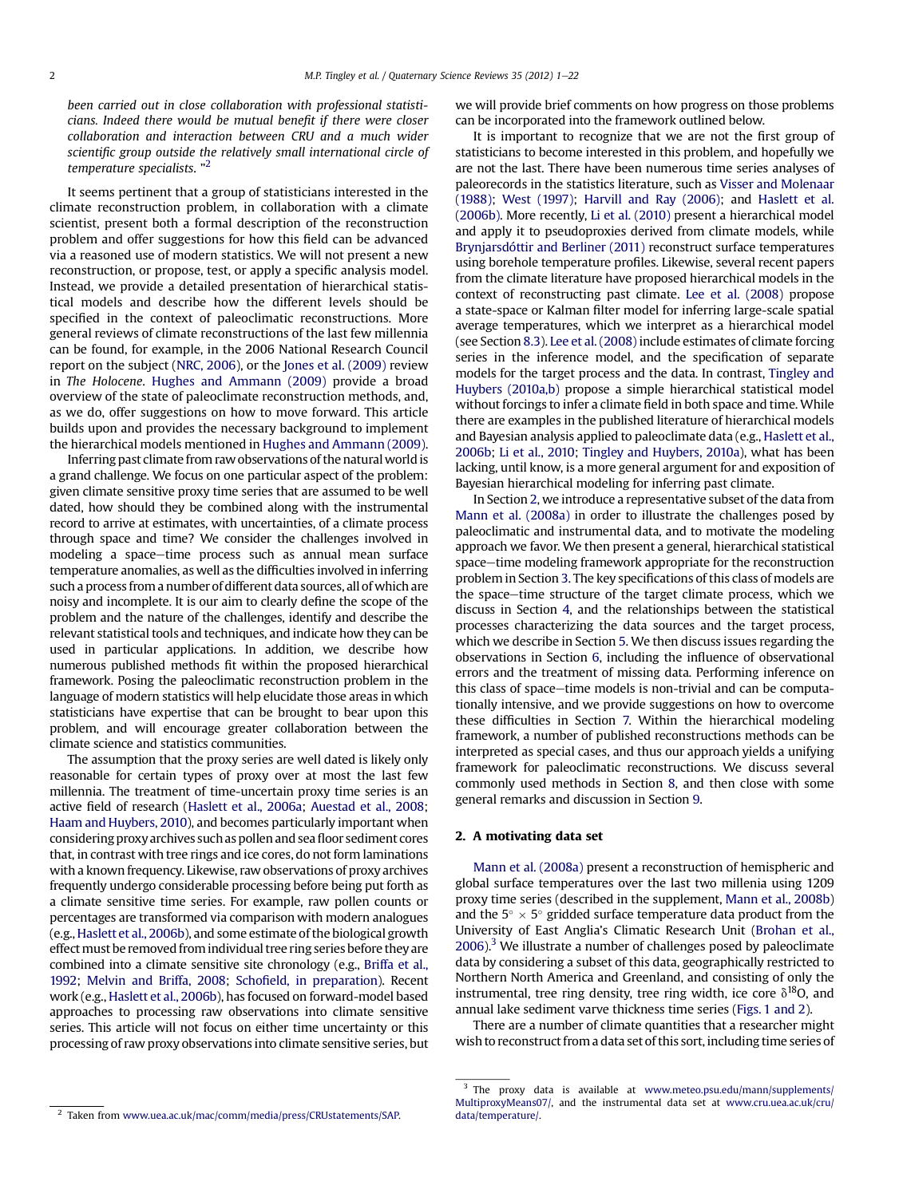*been carried out in close collaboration with professional statisticians. Indeed there would be mutual benefit if there were closer collaboration and interaction between CRU and a much wider scientific group outside the relatively small international circle of temperature specialists.* "[2]

It seems pertinent that a group of statisticians interested in the climate reconstruction problem, in collaboration with a climate scientist, present both a formal description of the reconstruction problem and offer suggestions for how this field can be advanced via a reasoned use of modern statistics. We will not present a new reconstruction, or propose, test, or apply a specific analysis model. Instead, we provide a detailed presentation of hierarchical statistical models and describe how the different levels should be specified in the context of paleoclimatic reconstructions. More general reviews of climate reconstructions of the last few millennia can be found, for example, in the 2006 National Research Council report on the subject (NRC, 2006), or the Jones et al. (2009) review in *The Holocene*. Hughes and Ammann (2009) provide a broad overview of the state of paleoclimate reconstruction methods, and, as we do, offer suggestions on how to move forward. This article builds upon and provides the necessary background to implement the hierarchical models mentioned in Hughes and Ammann (2009).

Inferring past climate from raw observations of the natural world is a grand challenge. We focus on one particular aspect of the problem: given climate sensitive proxy time series that are assumed to be well dated, how should they be combined along with the instrumental record to arrive at estimates, with uncertainties, of a climate process through space and time? We consider the challenges involved in modeling a space–time process such as annual mean surface temperature anomalies, as well as the difficulties involved in inferring such a process from a number of different data sources, all of which are noisy and incomplete. It is our aim to clearly define the scope of the problem and the nature of the challenges, identify and describe the relevant statistical tools and techniques, and indicate how they can be used in particular applications. In addition, we describe how numerous published methods fit within the proposed hierarchical framework. Posing the paleoclimatic reconstruction problem in the language of modern statistics will help elucidate those areas in which statisticians have expertise that can be brought to bear upon this problem, and will encourage greater collaboration between the climate science and statistics communities.

The assumption that the proxy series are well dated is likely only reasonable for certain types of proxy over at most the last few millennia. The treatment of time-uncertain proxy time series is an active field of research (Haslett et al., 2006a; Auestad et al., 2008; Haam and Huybers, 2010), and becomes particularly important when considering proxy archives such as pollen and sea floor sediment cores that, in contrast with tree rings and ice cores, do not form laminations with a known frequency. Likewise, raw observations of proxy archives frequently undergo considerable processing before being put forth as a climate sensitive time series. For example, raw pollen counts or percentages are transformed via comparison with modern analogues (e.g., Haslett et al., 2006b), and some estimate of the biological growth effect must be removed from individual tree ring series before they are combined into a climate sensitive site chronology (e.g., Briffa et al., 1992; Melvin and Briffa, 2008; Schofield, in preparation). Recent work (e.g., Haslett et al., 2006b), has focused on forward-model based approaches to processing raw observations into climate sensitive series. This article will not focus on either time uncertainty or this processing of raw proxy observations into climate sensitive series, but we will provide brief comments on how progress on those problems can be incorporated into the framework outlined below.

It is important to recognize that we are not the first group of statisticians to become interested in this problem, and hopefully we are not the last. There have been numerous time series analyses of paleorecords in the statistics literature, such as Visser and Molenaar (1988); West (1997); Harvill and Ray (2006); and Haslett et al. (2006b). More recently, Li et al. (2010) present a hierarchical model and apply it to pseudoproxies derived from climate models, while Brynjarsdóttir and Berliner (2011) reconstruct surface temperatures using borehole temperature profiles. Likewise, several recent papers from the climate literature have proposed hierarchical models in the context of reconstructing past climate. Lee et al. (2008) propose a state-space or Kalman filter model for inferring large-scale spatial average temperatures, which we interpret as a hierarchical model (see Section 8.3). Lee et al. (2008) include estimates of climate forcing series in the inference model, and the specification of separate models for the target process and the data. In contrast, Tingley and Huybers (2010a,b) propose a simple hierarchical statistical model without forcings to infer a climate field in both space and time. While there are examples in the published literature of hierarchical models and Bayesian analysis applied to paleoclimate data (e.g., Haslett et al., 2006b; Li et al., 2010; Tingley and Huybers, 2010a), what has been lacking, until know, is a more general argument for and exposition of Bayesian hierarchical modeling for inferring past climate.

In Section 2, we introduce a representative subset of the data from Mann et al. (2008a) in order to illustrate the challenges posed by paleoclimatic and instrumental data, and to motivate the modeling approach we favor. We then present a general, hierarchical statistical space–time modeling framework appropriate for the reconstruction problem in Section 3. The key specifications of this class of models are the space–time structure of the target climate process, which we discuss in Section 4, and the relationships between the statistical processes characterizing the data sources and the target process, which we describe in Section 5. We then discuss issues regarding the observations in Section 6, including the influence of observational errors and the treatment of missing data. Performing inference on this class of space–time models is non-trivial and can be computationally intensive, and we provide suggestions on how to overcome these difficulties in Section 7. Within the hierarchical modeling framework, a number of published reconstructions methods can be interpreted as special cases, and thus our approach yields a unifying framework for paleoclimatic reconstructions. We discuss several commonly used methods in Section 8, and then close with some general remarks and discussion in Section 9.

## 2. A motivating data set

Mann et al. (2008a) present a reconstruction of hemispheric and global surface temperatures over the last two millenia using 1209 proxy time series (described in the supplement, Mann et al., 2008b) and the $5^\circ \times 5^\circ$ gridded surface temperature data product from the University of East Anglia's Climatic Research Unit (Brohan et al., 2006).[3] We illustrate a number of challenges posed by paleoclimate data by considering a subset of this data, geographically restricted to Northern North America and Greenland, and consisting of only the instrumental, tree ring density, tree ring width, ice core $\delta^{18}O$, and annual lake sediment varve thickness time series (Figs. 1 and 2).

There are a number of climate quantities that a researcher might wish to reconstruct from a data set of this sort, including time series of

---

[2] Taken from www.uea.ac.uk/mac/comm/media/press/CRUstatements/SAP.

[3] The proxy data is available at www.meteo.psu.edu/mann/supplements/MultiproxyMeans07/, and the instrumental data set at www.cru.uea.ac.uk/cru/data/temperature/.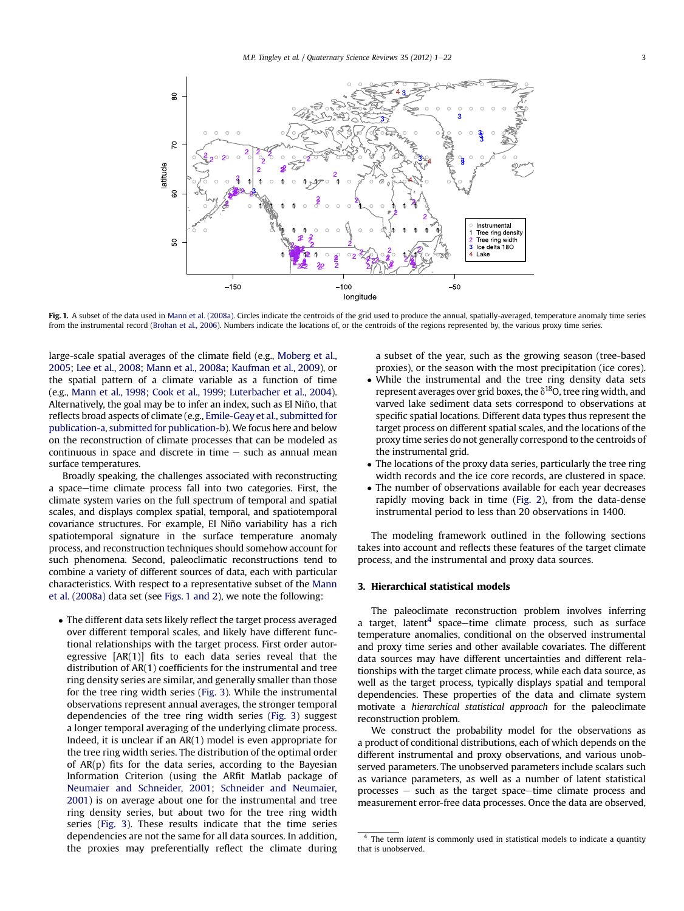**Fig. 1.** A subset of the data used in Mann et al. (2008a). Circles indicate the centroids of the grid used to produce the annual, spatially-averaged, temperature anomaly time series from the instrumental record (Brohan et al., 2006). Numbers indicate the locations of, or the centroids of the regions represented by, the various proxy time series.

large-scale spatial averages of the climate field (e.g., Moberg et al., 2005; Lee et al., 2008; Mann et al., 2008a; Kaufman et al., 2009), or the spatial pattern of a climate variable as a function of time (e.g., Mann et al., 1998; Cook et al., 1999; Luterbacher et al., 2004). Alternatively, the goal may be to infer an index, such as El Niño, that reflects broad aspects of climate (e.g., Emile-Geay et al., submitted for publication-a, submitted for publication-b). We focus here and below on the reconstruction of climate processes that can be modeled as continuous in space and discrete in time – such as annual mean surface temperatures.

Broadly speaking, the challenges associated with reconstructing a space–time climate process fall into two categories. First, the climate system varies on the full spectrum of temporal and spatial scales, and displays complex spatial, temporal, and spatiotemporal covariance structures. For example, El Niño variability has a rich spatiotemporal signature in the surface temperature anomaly process, and reconstruction techniques should somehow account for such phenomena. Second, paleoclimatic reconstructions tend to combine a variety of different sources of data, each with particular characteristics. With respect to a representative subset of the Mann et al. (2008a) data set (see Figs. 1 and 2), we note the following:

- The different data sets likely reflect the target process averaged over different temporal scales, and likely have different functional relationships with the target process. First order autoregressive [AR(1)] fits to each data series reveal that the distribution of AR(1) coefficients for the instrumental and tree ring density series are similar, and generally smaller than those for the tree ring width series (Fig. 3). While the instrumental observations represent annual averages, the stronger temporal dependencies of the tree ring width series (Fig. 3) suggest a longer temporal averaging of the underlying climate process. Indeed, it is unclear if an AR(1) model is even appropriate for the tree ring width series. The distribution of the optimal order of AR(p) fits for the data series, according to the Bayesian Information Criterion (using the ARfit Matlab package of Neumaier and Schneider, 2001; Schneider and Neumaier, 2001) is on average about one for the instrumental and tree ring density series, but about two for the tree ring width series (Fig. 3). These results indicate that the time series dependencies are not the same for all data sources. In addition, the proxies may preferentially reflect the climate during a subset of the year, such as the growing season (tree-based proxies), or the season with the most precipitation (ice cores).
- While the instrumental and the tree ring density data sets represent averages over grid boxes, the $\delta^{18}O$, tree ring width, and varved lake sediment data sets correspond to observations at specific spatial locations. Different data types thus represent the target process on different spatial scales, and the locations of the proxy time series do not generally correspond to the centroids of the instrumental grid.
- The locations of the proxy data series, particularly the tree ring width records and the ice core records, are clustered in space.
- The number of observations available for each year decreases rapidly moving back in time (Fig. 2), from the data-dense instrumental period to less than 20 observations in 1400.

The modeling framework outlined in the following sections takes into account and reflects these features of the target climate process, and the instrumental and proxy data sources.

## 3. Hierarchical statistical models

The paleoclimate reconstruction problem involves inferring a target, latent[4] space–time climate process, such as surface temperature anomalies, conditional on the observed instrumental and proxy time series and other available covariates. The different data sources may have different uncertainties and different relationships with the target climate process, while each data source, as well as the target process, typically displays spatial and temporal dependencies. These properties of the data and climate system motivate a *hierarchical statistical approach* for the paleoclimate reconstruction problem.

We construct the probability model for the observations as a product of conditional distributions, each of which depends on the different instrumental and proxy observations, and various unobserved parameters. The unobserved parameters include scalars such as variance parameters, as well as a number of latent statistical processes – such as the target space–time climate process and measurement error-free data processes. Once the data are observed,

[4] The term *latent* is commonly used in statistical models to indicate a quantity that is unobserved.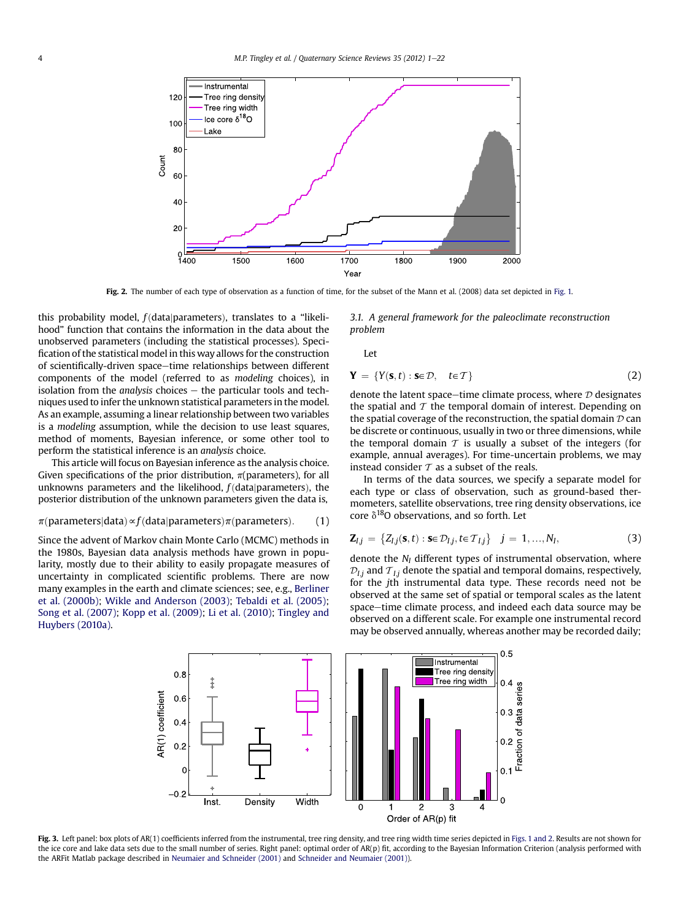Fig. 2. The number of each type of observation as a function of time, for the subset of the Mann et al. (2008) data set depicted in Fig. 1.

this probability model, $f(\text{data}|\text{parameters})$, translates to a "likelihood" function that contains the information in the data about the unobserved parameters (including the statistical processes). Specification of the statistical model in this way allows for the construction of scientifically-driven space–time relationships between different components of the model (referred to as *modeling* choices), in isolation from the *analysis* choices – the particular tools and techniques used to infer the unknown statistical parameters in the model. As an example, assuming a linear relationship between two variables is a *modeling* assumption, while the decision to use least squares, method of moments, Bayesian inference, or some other tool to perform the statistical inference is an *analysis* choice.

This article will focus on Bayesian inference as the analysis choice. Given specifications of the prior distribution, $\pi(\text{parameters})$, for all unknowns parameters and the likelihood, $f(\text{data}|\text{parameters})$, the posterior distribution of the unknown parameters given the data is,

$$\pi(\text{parameters}|\text{data}) \propto f(\text{data}|\text{parameters})\pi(\text{parameters}). \tag{1}$$

Since the advent of Markov chain Monte Carlo (MCMC) methods in the 1980s, Bayesian data analysis methods have grown in popularity, mostly due to their ability to easily propagate measures of uncertainty in complicated scientific problems. There are now many examples in the earth and climate sciences; see, e.g., Berliner et al. (2000b); Wikle and Anderson (2003); Tebaldi et al. (2005); Song et al. (2007); Kopp et al. (2009); Li et al. (2010); Tingley and Huybers (2010a).

### 3.1. A general framework for the paleoclimate reconstruction problem

Let

$$\mathbf{Y} = \{Y(\mathbf{s}, t) : \mathbf{s} \in \mathcal{D}, \quad t \in \mathcal{T}\} \tag{2}$$

denote the latent space–time climate process, where $\mathcal{D}$ designates the spatial and $\mathcal{T}$ the temporal domain of interest. Depending on the spatial coverage of the reconstruction, the spatial domain $\mathcal{D}$ can be discrete or continuous, usually in two or three dimensions, while the temporal domain $\mathcal{T}$ is usually a subset of the integers (for example, annual averages). For time-uncertain problems, we may instead consider $\mathcal{T}$ as a subset of the reals.

In terms of the data sources, we specify a separate model for each type or class of observation, such as ground-based thermometers, satellite observations, tree ring density observations, ice core $\delta^{18}$O observations, and so forth. Let

$$\mathbf{Z}_{I,j} = \left\{Z_{I,j}(\mathbf{s}, t) : \mathbf{s} \in \mathcal{D}_{I,j}, t \in \mathcal{T}_{I,j}\right\} \quad j = 1, \ldots, N_I, \tag{3}$$

denote the $N_I$ different types of instrumental observation, where $\mathcal{D}_{I,j}$ and $\mathcal{T}_{I,j}$ denote the spatial and temporal domains, respectively, for the $j$th instrumental data type. These records need not be observed at the same set of spatial or temporal scales as the latent space–time climate process, and indeed each data source may be observed on a different scale. For example one instrumental record may be observed annually, whereas another may be recorded daily;

Fig. 3. Left panel: box plots of AR(1) coefficients inferred from the instrumental, tree ring density, and tree ring width time series depicted in Figs. 1 and 2. Results are not shown for the ice core and lake data sets due to the small number of series. Right panel: optimal order of AR(p) fit, according to the Bayesian Information Criterion (analysis performed with the ARFit Matlab package described in Neumaier and Schneider (2001) and Schneider and Neumaier (2001)).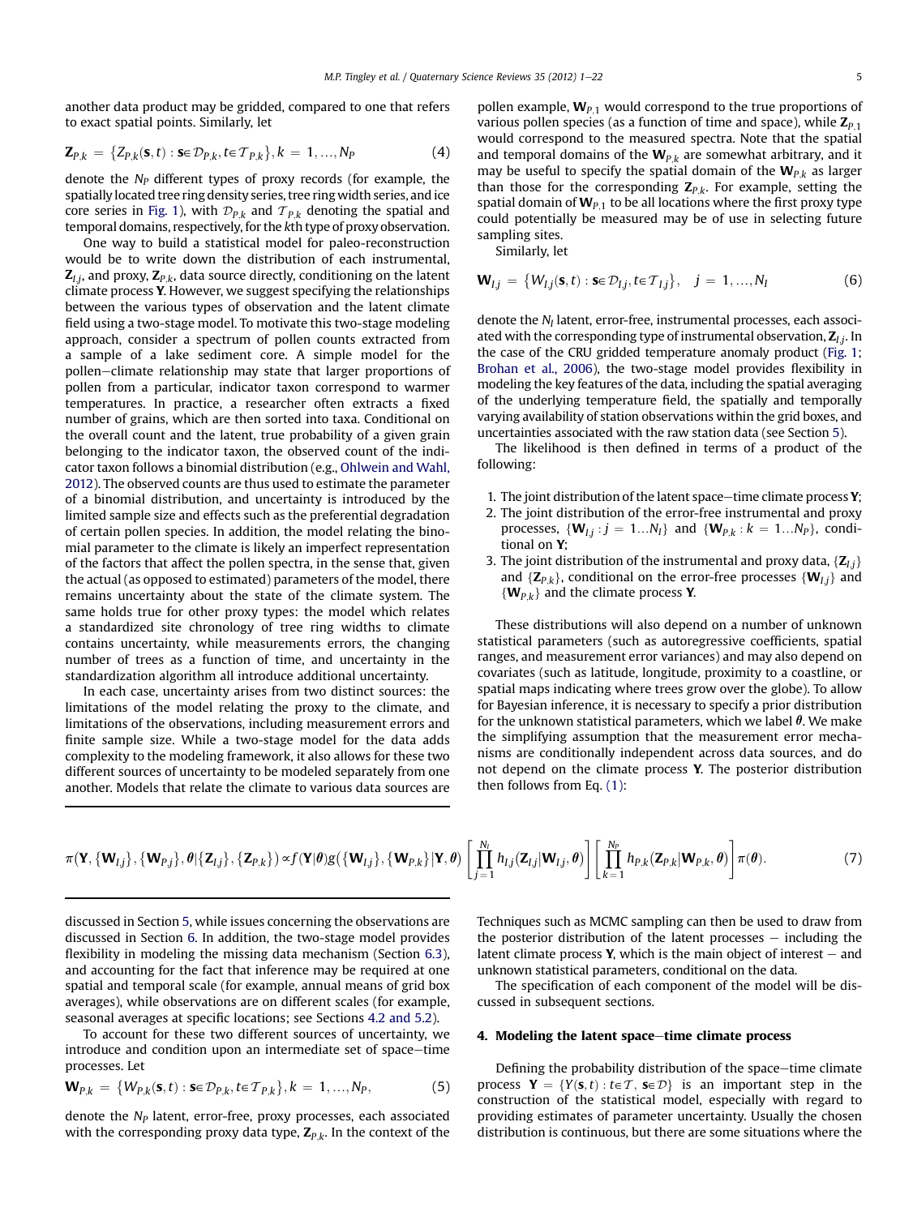another data product may be gridded, compared to one that refers to exact spatial points. Similarly, let

$$\mathbf{Z}_{P,k} = \{Z_{P,k}(\mathbf{s},t) : \mathbf{s} \in \mathcal{D}_{P,k}, t \in \mathcal{T}_{P,k}\}, k = 1, \ldots, N_P \tag{4}$$

denote the $N_P$ different types of proxy records (for example, the spatially located tree ring density series, tree ring width series, and ice core series in Fig. 1), with $\mathcal{D}_{P,k}$ and $\mathcal{T}_{P,k}$ denoting the spatial and temporal domains, respectively, for the $k$th type of proxy observation.

One way to build a statistical model for paleo-reconstruction would be to write down the distribution of each instrumental, $\mathbf{Z}_{I,j}$, and proxy, $\mathbf{Z}_{P,k}$, data source directly, conditioning on the latent climate process $\mathbf{Y}$. However, we suggest specifying the relationships between the various types of observation and the latent climate field using a two-stage model. To motivate this two-stage modeling approach, consider a spectrum of pollen counts extracted from a sample of a lake sediment core. A simple model for the pollen–climate relationship may state that larger proportions of pollen from a particular, indicator taxon correspond to warmer temperatures. In practice, a researcher often extracts a fixed number of grains, which are then sorted into taxa. Conditional on the overall count and the latent, true probability of a given grain belonging to the indicator taxon, the observed count of the indicator taxon follows a binomial distribution (e.g., Ohlwein and Wahl, 2012). The observed counts are thus used to estimate the parameter of a binomial distribution, and uncertainty is introduced by the limited sample size and effects such as the preferential degradation of certain pollen species. In addition, the model relating the binomial parameter to the climate is likely an imperfect representation of the factors that affect the pollen spectra, in the sense that, given the actual (as opposed to estimated) parameters of the model, there remains uncertainty about the state of the climate system. The same holds true for other proxy types: the model which relates a standardized site chronology of tree ring widths to climate contains uncertainty, while measurements errors, the changing number of trees as a function of time, and uncertainty in the standardization algorithm all introduce additional uncertainty.

In each case, uncertainty arises from two distinct sources: the limitations of the model relating the proxy to the climate, and limitations of the observations, including measurement errors and finite sample size. While a two-stage model for the data adds complexity to the modeling framework, it also allows for these two different sources of uncertainty to be modeled separately from one another. Models that relate the climate to various data sources are discussed in Section 5, while issues concerning the observations are discussed in Section 6. In addition, the two-stage model provides flexibility in modeling the missing data mechanism (Section 6.3), and accounting for the fact that inference may be required at one spatial and temporal scale (for example, annual means of grid box averages), while observations are on different scales (for example, seasonal averages at specific locations; see Sections 4.2 and 5.2).

To account for these two different sources of uncertainty, we introduce and condition upon an intermediate set of space–time processes. Let

$$\mathbf{W}_{P,k} = \{W_{P,k}(\mathbf{s},t) : \mathbf{s} \in \mathcal{D}_{P,k}, t \in \mathcal{T}_{P,k}\}, k = 1, \ldots, N_P, \tag{5}$$

denote the $N_P$ latent, error-free, proxy processes, each associated with the corresponding proxy data type, $\mathbf{Z}_{P,k}$. In the context of the pollen example, $\mathbf{W}_{P,1}$ would correspond to the true proportions of various pollen species (as a function of time and space), while $\mathbf{Z}_{P,1}$ would correspond to the measured spectra. Note that the spatial and temporal domains of the $\mathbf{W}_{P,k}$ are somewhat arbitrary, and it may be useful to specify the spatial domain of the $\mathbf{W}_{P,k}$ as larger than those for the corresponding $\mathbf{Z}_{P,k}$. For example, setting the spatial domain of $\mathbf{W}_{P,1}$ to be all locations where the first proxy type could potentially be measured may be of use in selecting future sampling sites.

Similarly, let

$$\mathbf{W}_{I,j} = \{W_{I,j}(\mathbf{s},t) : \mathbf{s} \in \mathcal{D}_{I,j}, t \in \mathcal{T}_{I,j}\}, \quad j = 1, \ldots, N_I \tag{6}$$

denote the $N_I$ latent, error-free, instrumental processes, each associated with the corresponding type of instrumental observation, $\mathbf{Z}_{I,j}$. In the case of the CRU gridded temperature anomaly product (Fig. 1; Brohan et al., 2006), the two-stage model provides flexibility in modeling the key features of the data, including the spatial averaging of the underlying temperature field, the spatially and temporally varying availability of station observations within the grid boxes, and uncertainties associated with the raw station data (see Section 5).

The likelihood is then defined in terms of a product of the following:

1. The joint distribution of the latent space–time climate process $\mathbf{Y}$;
2. The joint distribution of the error-free instrumental and proxy processes, $\{\mathbf{W}_{I,j} : j = 1 \ldots N_I\}$ and $\{\mathbf{W}_{P,k} : k = 1 \ldots N_P\}$, conditional on $\mathbf{Y}$;
3. The joint distribution of the instrumental and proxy data, $\{\mathbf{Z}_{I,j}\}$ and $\{\mathbf{Z}_{P,k}\}$, conditional on the error-free processes $\{\mathbf{W}_{I,j}\}$ and $\{\mathbf{W}_{P,k}\}$ and the climate process $\mathbf{Y}$.

These distributions will also depend on a number of unknown statistical parameters (such as autoregressive coefficients, spatial ranges, and measurement error variances) and may also depend on covariates (such as latitude, longitude, proximity to a coastline, or spatial maps indicating where trees grow over the globe). To allow for Bayesian inference, it is necessary to specify a prior distribution for the unknown statistical parameters, which we label $\boldsymbol{\theta}$. We make the simplifying assumption that the measurement error mechanisms are conditionally independent across data sources, and do not depend on the climate process $\mathbf{Y}$. The posterior distribution then follows from Eq. (1):

$$\pi(\mathbf{Y}, \{\mathbf{W}_{I,j}\}, \{\mathbf{W}_{P,j}\}, \boldsymbol{\theta} | \{\mathbf{Z}_{I,j}\}, \{\mathbf{Z}_{P,k}\}) \propto f(\mathbf{Y}|\boldsymbol{\theta}) g(\{\mathbf{W}_{I,j}\}, \{\mathbf{W}_{P,k}\} | \mathbf{Y}, \boldsymbol{\theta}) \left[ \prod_{j=1}^{N_I} h_{I,j}(\mathbf{Z}_{I,j} | \mathbf{W}_{I,j}, \boldsymbol{\theta}) \right] \left[ \prod_{k=1}^{N_P} h_{P,k}(\mathbf{Z}_{P,k} | \mathbf{W}_{P,k}, \boldsymbol{\theta}) \right] \pi(\boldsymbol{\theta}). \tag{7}$$

Techniques such as MCMC sampling can then be used to draw from the posterior distribution of the latent processes – including the latent climate process $\mathbf{Y}$, which is the main object of interest – and unknown statistical parameters, conditional on the data.

The specification of each component of the model will be discussed in subsequent sections.

## 4. Modeling the latent space–time climate process

Defining the probability distribution of the space–time climate process $\mathbf{Y} = \{Y(\mathbf{s},t) : t \in \mathcal{T}, \mathbf{s} \in \mathcal{D}\}$ is an important step in the construction of the statistical model, especially with regard to providing estimates of parameter uncertainty. Usually the chosen distribution is continuous, but there are some situations where the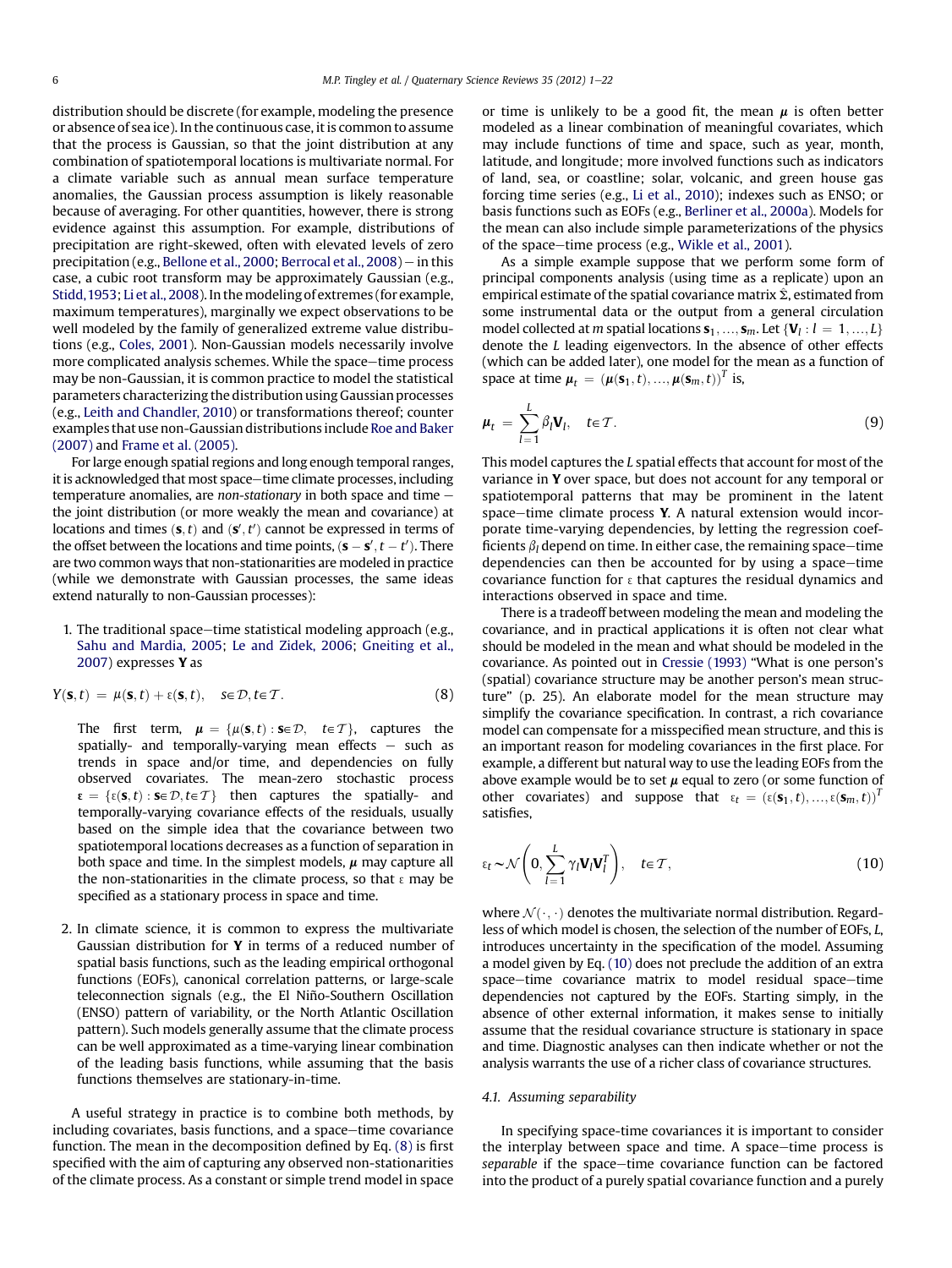distribution should be discrete (for example, modeling the presence or absence of sea ice). In the continuous case, it is common to assume that the process is Gaussian, so that the joint distribution at any combination of spatiotemporal locations is multivariate normal. For a climate variable such as annual mean surface temperature anomalies, the Gaussian process assumption is likely reasonable because of averaging. For other quantities, however, there is strong evidence against this assumption. For example, distributions of precipitation are right-skewed, often with elevated levels of zero precipitation (e.g., Bellone et al., 2000; Berrocal et al., 2008) – in this case, a cubic root transform may be approximately Gaussian (e.g., Stidd, 1953; Li et al., 2008). In the modeling of extremes (for example, maximum temperatures), marginally we expect observations to be well modeled by the family of generalized extreme value distributions (e.g., Coles, 2001). Non-Gaussian models necessarily involve more complicated analysis schemes. While the space–time process may be non-Gaussian, it is common practice to model the statistical parameters characterizing the distribution using Gaussian processes (e.g., Leith and Chandler, 2010) or transformations thereof; counter examples that use non-Gaussian distributions include Roe and Baker (2007) and Frame et al. (2005).

For large enough spatial regions and long enough temporal ranges, it is acknowledged that most space–time climate processes, including temperature anomalies, are *non-stationary* in both space and time – the joint distribution (or more weakly the mean and covariance) at locations and times $(\mathbf{s}, t)$ and $(\mathbf{s}', t')$ cannot be expressed in terms of the offset between the locations and time points, $(\mathbf{s} - \mathbf{s}', t - t')$. There are two common ways that non-stationarities are modeled in practice (while we demonstrate with Gaussian processes, the same ideas extend naturally to non-Gaussian processes):

1. The traditional space–time statistical modeling approach (e.g., Sahu and Mardia, 2005; Le and Zidek, 2006; Gneiting et al., 2007) expresses $\mathbf{Y}$ as

$$Y(\mathbf{s}, t) = \mu(\mathbf{s}, t) + \varepsilon(\mathbf{s}, t), \quad \mathbf{s} \in \mathcal{D}, t \in \mathcal{T}. \tag{8}$$

   The first term, $\boldsymbol{\mu} = \{\mu(\mathbf{s}, t) : \mathbf{s} \in \mathcal{D}, \quad t \in \mathcal{T}\}$, captures the spatially- and temporally-varying mean effects – such as trends in space and/or time, and dependencies on fully observed covariates. The mean-zero stochastic process $\boldsymbol{\varepsilon} = \{\varepsilon(\mathbf{s}, t) : \mathbf{s} \in \mathcal{D}, t \in \mathcal{T}\}$ then captures the spatially- and temporally-varying covariance effects of the residuals, usually based on the simple idea that the covariance between two spatiotemporal locations decreases as a function of separation in both space and time. In the simplest models, $\boldsymbol{\mu}$ may capture all the non-stationarities in the climate process, so that $\varepsilon$ may be specified as a stationary process in space and time.

2. In climate science, it is common to express the multivariate Gaussian distribution for $\mathbf{Y}$ in terms of a reduced number of spatial basis functions, such as the leading empirical orthogonal functions (EOFs), canonical correlation patterns, or large-scale teleconnection signals (e.g., the El Niño-Southern Oscillation (ENSO) pattern of variability, or the North Atlantic Oscillation pattern). Such models generally assume that the climate process can be well approximated as a time-varying linear combination of the leading basis functions, while assuming that the basis functions themselves are stationary-in-time.

A useful strategy in practice is to combine both methods, by including covariates, basis functions, and a space–time covariance function. The mean in the decomposition defined by Eq. (8) is first specified with the aim of capturing any observed non-stationarities of the climate process. As a constant or simple trend model in space or time is unlikely to be a good fit, the mean $\boldsymbol{\mu}$ is often better modeled as a linear combination of meaningful covariates, which may include functions of time and space, such as year, month, latitude, and longitude; more involved functions such as indicators of land, sea, or coastline; solar, volcanic, and green house gas forcing time series (e.g., Li et al., 2010); indexes such as ENSO; or basis functions such as EOFs (e.g., Berliner et al., 2000a). Models for the mean can also include simple parameterizations of the physics of the space–time process (e.g., Wikle et al., 2001).

As a simple example suppose that we perform some form of principal components analysis (using time as a replicate) upon an empirical estimate of the spatial covariance matrix $\hat{\Sigma}$, estimated from some instrumental data or the output from a general circulation model collected at $m$ spatial locations $\mathbf{s}_1, \ldots, \mathbf{s}_m$. Let $\{\mathbf{V}_l : l = 1, \ldots, L\}$ denote the $L$ leading eigenvectors. In the absence of other effects (which can be added later), one model for the mean as a function of space at time $\boldsymbol{\mu}_t = (\boldsymbol{\mu}(\mathbf{s}_1, t), \ldots, \boldsymbol{\mu}(\mathbf{s}_m, t))^T$ is,

$$\boldsymbol{\mu}_t = \sum_{l=1}^{L} \beta_l \mathbf{V}_l, \quad t \in \mathcal{T}. \tag{9}$$

This model captures the $L$ spatial effects that account for most of the variance in $\mathbf{Y}$ over space, but does not account for any temporal or spatiotemporal patterns that may be prominent in the latent space–time climate process $\mathbf{Y}$. A natural extension would incorporate time-varying dependencies, by letting the regression coefficients $\beta_l$ depend on time. In either case, the remaining space–time dependencies can then be accounted for by using a space–time covariance function for $\varepsilon$ that captures the residual dynamics and interactions observed in space and time.

There is a tradeoff between modeling the mean and modeling the covariance, and in practical applications it is often not clear what should be modeled in the mean and what should be modeled in the covariance. As pointed out in Cressie (1993) "What is one person's (spatial) covariance structure may be another person's mean structure" (p. 25). An elaborate model for the mean structure may simplify the covariance specification. In contrast, a rich covariance model can compensate for a misspecified mean structure, and this is an important reason for modeling covariances in the first place. For example, a different but natural way to use the leading EOFs from the above example would be to set $\boldsymbol{\mu}$ equal to zero (or some function of other covariates) and suppose that $\varepsilon_t = (\varepsilon(\mathbf{s}_1, t), \ldots, \varepsilon(\mathbf{s}_m, t))^T$ satisfies,

$$\varepsilon_t \sim \mathcal{N}\left(0, \sum_{l=1}^{L} \gamma_l \mathbf{V}_l \mathbf{V}_l^T\right), \quad t \in \mathcal{T}, \tag{10}$$

where $\mathcal{N}(\cdot, \cdot)$ denotes the multivariate normal distribution. Regardless of which model is chosen, the selection of the number of EOFs, $L$, introduces uncertainty in the specification of the model. Assuming a model given by Eq. (10) does not preclude the addition of an extra space–time covariance matrix to model residual space–time dependencies not captured by the EOFs. Starting simply, in the absence of other external information, it makes sense to initially assume that the residual covariance structure is stationary in space and time. Diagnostic analyses can then indicate whether or not the analysis warrants the use of a richer class of covariance structures.

### 4.1. Assuming separability

In specifying space-time covariances it is important to consider the interplay between space and time. A space–time process is *separable* if the space–time covariance function can be factored into the product of a purely spatial covariance function and a purely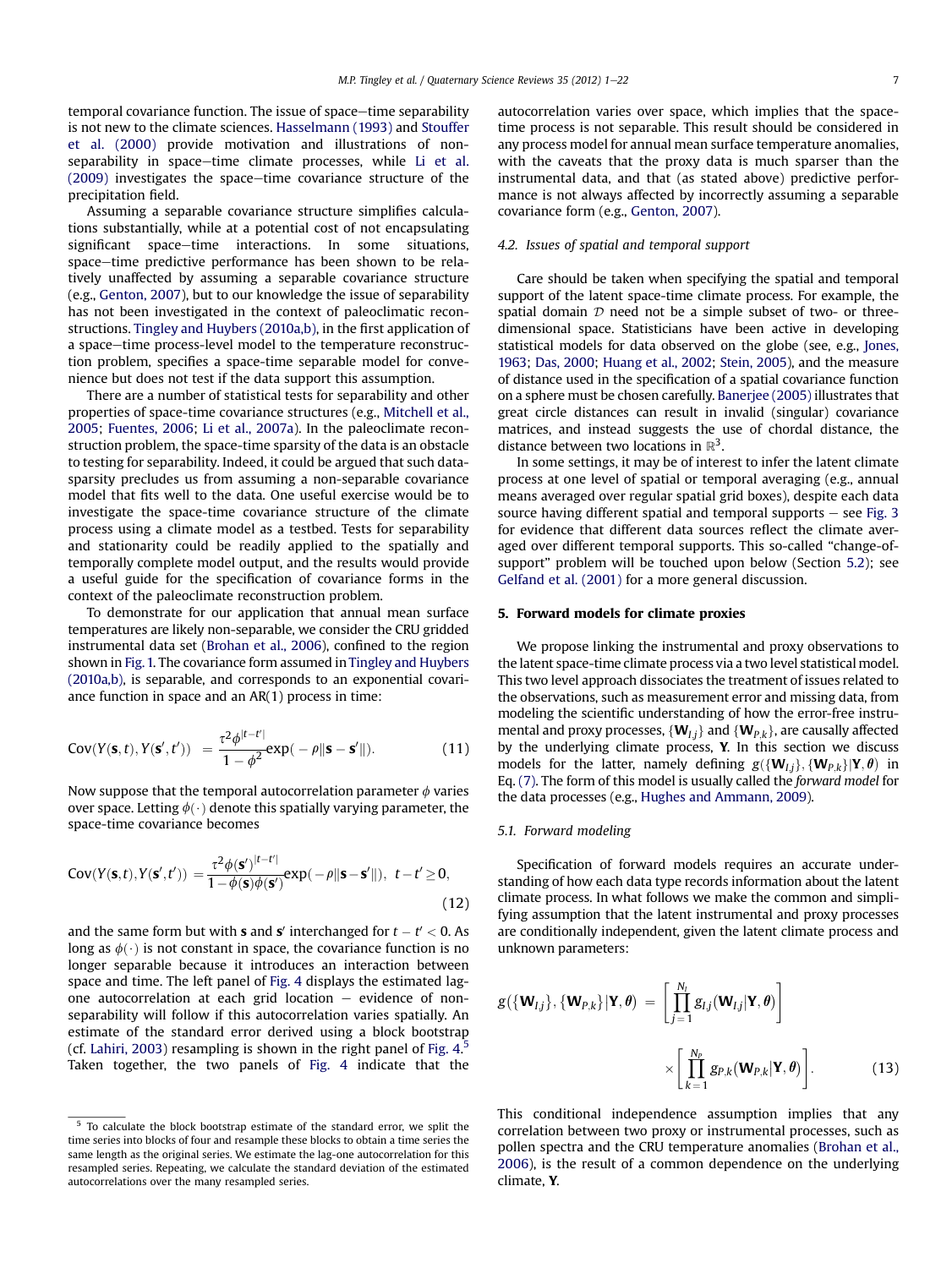temporal covariance function. The issue of space–time separability is not new to the climate sciences. Hasselmann (1993) and Stouffer et al. (2000) provide motivation and illustrations of non-separability in space–time climate processes, while Li et al. (2009) investigates the space–time covariance structure of the precipitation field.

Assuming a separable covariance structure simplifies calculations substantially, while at a potential cost of not encapsulating significant space–time interactions. In some situations, space–time predictive performance has been shown to be relatively unaffected by assuming a separable covariance structure (e.g., Genton, 2007), but to our knowledge the issue of separability has not been investigated in the context of paleoclimatic reconstructions. Tingley and Huybers (2010a,b), in the first application of a space–time process-level model to the temperature reconstruction problem, specifies a space-time separable model for convenience but does not test if the data support this assumption.

There are a number of statistical tests for separability and other properties of space-time covariance structures (e.g., Mitchell et al., 2005; Fuentes, 2006; Li et al., 2007a). In the paleoclimate reconstruction problem, the space-time sparsity of the data is an obstacle to testing for separability. Indeed, it could be argued that such data-sparsity precludes us from assuming a non-separable covariance model that fits well to the data. One useful exercise would be to investigate the space-time covariance structure of the climate process using a climate model as a testbed. Tests for separability and stationarity could be readily applied to the spatially and temporally complete model output, and the results would provide a useful guide for the specification of covariance forms in the context of the paleoclimate reconstruction problem.

To demonstrate for our application that annual mean surface temperatures are likely non-separable, we consider the CRU gridded instrumental data set (Brohan et al., 2006), confined to the region shown in Fig. 1. The covariance form assumed in Tingley and Huybers (2010a,b), is separable, and corresponds to an exponential covariance function in space and an AR(1) process in time:

$$\mathrm{Cov}(Y(\mathbf{s},t),Y(\mathbf{s}',t')) \;=\; \frac{\tau^2\phi^{|t-t'|}}{1-\phi^2}\exp(-\rho\|\mathbf{s}-\mathbf{s}'\|). \tag{11}$$

Now suppose that the temporal autocorrelation parameter $\phi$ varies over space. Letting $\phi(\cdot)$ denote this spatially varying parameter, the space-time covariance becomes

$$\mathrm{Cov}(Y(\mathbf{s},t),Y(\mathbf{s}',t')) = \frac{\tau^2\phi(\mathbf{s}')^{|t-t'|}}{1-\phi(\mathbf{s})\phi(\mathbf{s}')}\exp(-\rho\|\mathbf{s}-\mathbf{s}'\|),\;\; t-t'\geq 0, \tag{12}$$

and the same form but with $\mathbf{s}$ and $\mathbf{s}'$ interchanged for $t-t'<0$. As long as $\phi(\cdot)$ is not constant in space, the covariance function is no longer separable because it introduces an interaction between space and time. The left panel of Fig. 4 displays the estimated lag-one autocorrelation at each grid location – evidence of non-separability will follow if this autocorrelation varies spatially. An estimate of the standard error derived using a block bootstrap (cf. Lahiri, 2003) resampling is shown in the right panel of Fig. 4.[5] Taken together, the two panels of Fig. 4 indicate that the autocorrelation varies over space, which implies that the space-time process is not separable. This result should be considered in any process model for annual mean surface temperature anomalies, with the caveats that the proxy data is much sparser than the instrumental data, and that (as stated above) predictive performance is not always affected by incorrectly assuming a separable covariance form (e.g., Genton, 2007).

[5] To calculate the block bootstrap estimate of the standard error, we split the time series into blocks of four and resample these blocks to obtain a time series the same length as the original series. We estimate the lag-one autocorrelation for this resampled series. Repeating, we calculate the standard deviation of the estimated autocorrelations over the many resampled series.

### 4.2. Issues of spatial and temporal support

Care should be taken when specifying the spatial and temporal support of the latent space-time climate process. For example, the spatial domain $\mathcal{D}$ need not be a simple subset of two- or three-dimensional space. Statisticians have been active in developing statistical models for data observed on the globe (see, e.g., Jones, 1963; Das, 2000; Huang et al., 2002; Stein, 2005), and the measure of distance used in the specification of a spatial covariance function on a sphere must be chosen carefully. Banerjee (2005) illustrates that great circle distances can result in invalid (singular) covariance matrices, and instead suggests the use of chordal distance, the distance between two locations in $\mathbb{R}^3$.

In some settings, it may be of interest to infer the latent climate process at one level of spatial or temporal averaging (e.g., annual means averaged over regular spatial grid boxes), despite each data source having different spatial and temporal supports – see Fig. 3 for evidence that different data sources reflect the climate averaged over different temporal supports. This so-called "change-of-support" problem will be touched upon below (Section 5.2); see Gelfand et al. (2001) for a more general discussion.

## 5. Forward models for climate proxies

We propose linking the instrumental and proxy observations to the latent space-time climate process via a two level statistical model. This two level approach dissociates the treatment of issues related to the observations, such as measurement error and missing data, from modeling the scientific understanding of how the error-free instrumental and proxy processes, $\{\mathbf{W}_{I,j}\}$ and $\{\mathbf{W}_{P,k}\}$, are causally affected by the underlying climate process, $\mathbf{Y}$. In this section we discuss models for the latter, namely defining $g(\{\mathbf{W}_{I,j}\},\{\mathbf{W}_{P,k}\}|\mathbf{Y},\boldsymbol{\theta})$ in Eq. (7). The form of this model is usually called the *forward model* for the data processes (e.g., Hughes and Ammann, 2009).

### 5.1. Forward modeling

Specification of forward models requires an accurate understanding of how each data type records information about the latent climate process. In what follows we make the common and simplifying assumption that the latent instrumental and proxy processes are conditionally independent, given the latent climate process and unknown parameters:

$$g(\{\mathbf{W}_{I,j}\},\{\mathbf{W}_{P,k}\}|\mathbf{Y},\boldsymbol{\theta}) \;=\; \left[\prod_{j=1}^{N_I} g_{I,j}(\mathbf{W}_{I,j}|\mathbf{Y},\boldsymbol{\theta})\right] \times\left[\prod_{k=1}^{N_P} g_{P,k}(\mathbf{W}_{P,k}|\mathbf{Y},\boldsymbol{\theta})\right]. \tag{13}$$

This conditional independence assumption implies that any correlation between two proxy or instrumental processes, such as pollen spectra and the CRU temperature anomalies (Brohan et al., 2006), is the result of a common dependence on the underlying climate, $\mathbf{Y}$.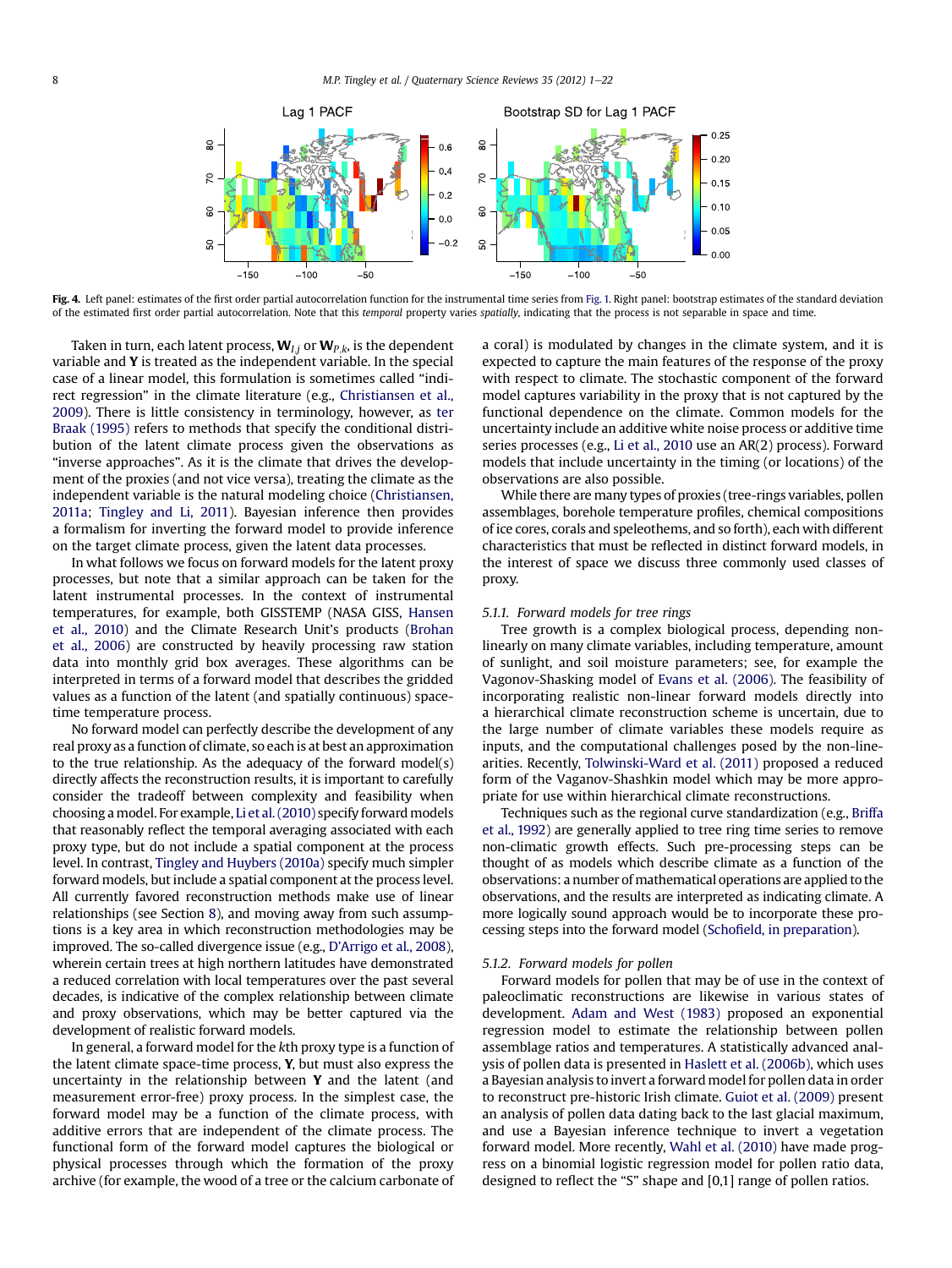**Fig. 4.** Left panel: estimates of the first order partial autocorrelation function for the instrumental time series from Fig. 1. Right panel: bootstrap estimates of the standard deviation of the estimated first order partial autocorrelation. Note that this *temporal* property varies *spatially*, indicating that the process is not separable in space and time.

Taken in turn, each latent process, $\mathbf{W}_{I,j}$ or $\mathbf{W}_{P,k}$, is the dependent variable and $\mathbf{Y}$ is treated as the independent variable. In the special case of a linear model, this formulation is sometimes called "indirect regression" in the climate literature (e.g., Christiansen et al., 2009). There is little consistency in terminology, however, as ter Braak (1995) refers to methods that specify the conditional distribution of the latent climate process given the observations as "inverse approaches". As it is the climate that drives the development of the proxies (and not vice versa), treating the climate as the independent variable is the natural modeling choice (Christiansen, 2011a; Tingley and Li, 2011). Bayesian inference then provides a formalism for inverting the forward model to provide inference on the target climate process, given the latent data processes.

In what follows we focus on forward models for the latent proxy processes, but note that a similar approach can be taken for the latent instrumental processes. In the context of instrumental temperatures, for example, both GISSTEMP (NASA GISS, Hansen et al., 2010) and the Climate Research Unit's products (Brohan et al., 2006) are constructed by heavily processing raw station data into monthly grid box averages. These algorithms can be interpreted in terms of a forward model that describes the gridded values as a function of the latent (and spatially continuous) space-time temperature process.

No forward model can perfectly describe the development of any real proxy as a function of climate, so each is at best an approximation to the true relationship. As the adequacy of the forward model(s) directly affects the reconstruction results, it is important to carefully consider the tradeoff between complexity and feasibility when choosing a model. For example, Li et al. (2010) specify forward models that reasonably reflect the temporal averaging associated with each proxy type, but do not include a spatial component at the process level. In contrast, Tingley and Huybers (2010a) specify much simpler forward models, but include a spatial component at the process level. All currently favored reconstruction methods make use of linear relationships (see Section 8), and moving away from such assumptions is a key area in which reconstruction methodologies may be improved. The so-called divergence issue (e.g., D'Arrigo et al., 2008), wherein certain trees at high northern latitudes have demonstrated a reduced correlation with local temperatures over the past several decades, is indicative of the complex relationship between climate and proxy observations, which may be better captured via the development of realistic forward models.

In general, a forward model for the $k$th proxy type is a function of the latent climate space-time process, $\mathbf{Y}$, but must also express the uncertainty in the relationship between $\mathbf{Y}$ and the latent (and measurement error-free) proxy process. In the simplest case, the forward model may be a function of the climate process, with additive errors that are independent of the climate process. The functional form of the forward model captures the biological or physical processes through which the formation of the proxy archive (for example, the wood of a tree or the calcium carbonate of a coral) is modulated by changes in the climate system, and it is expected to capture the main features of the response of the proxy with respect to climate. The stochastic component of the forward model captures variability in the proxy that is not captured by the functional dependence on the climate. Common models for the uncertainty include an additive white noise process or additive time series processes (e.g., Li et al., 2010 use an AR(2) process). Forward models that include uncertainty in the timing (or locations) of the observations are also possible.

While there are many types of proxies (tree-rings variables, pollen assemblages, borehole temperature profiles, chemical compositions of ice cores, corals and speleothems, and so forth), each with different characteristics that must be reflected in distinct forward models, in the interest of space we discuss three commonly used classes of proxy.

#### *5.1.1. Forward models for tree rings*

Tree growth is a complex biological process, depending non-linearly on many climate variables, including temperature, amount of sunlight, and soil moisture parameters; see, for example the Vagonov-Shasking model of Evans et al. (2006). The feasibility of incorporating realistic non-linear forward models directly into a hierarchical climate reconstruction scheme is uncertain, due to the large number of climate variables these models require as inputs, and the computational challenges posed by the non-linearities. Recently, Tolwinski-Ward et al. (2011) proposed a reduced form of the Vaganov-Shashkin model which may be more appropriate for use within hierarchical climate reconstructions.

Techniques such as the regional curve standardization (e.g., Briffa et al., 1992) are generally applied to tree ring time series to remove non-climatic growth effects. Such pre-processing steps can be thought of as models which describe climate as a function of the observations: a number of mathematical operations are applied to the observations, and the results are interpreted as indicating climate. A more logically sound approach would be to incorporate these processing steps into the forward model (Schofield, in preparation).

#### *5.1.2. Forward models for pollen*

Forward models for pollen that may be of use in the context of paleoclimatic reconstructions are likewise in various states of development. Adam and West (1983) proposed an exponential regression model to estimate the relationship between pollen assemblage ratios and temperatures. A statistically advanced analysis of pollen data is presented in Haslett et al. (2006b), which uses a Bayesian analysis to invert a forward model for pollen data in order to reconstruct pre-historic Irish climate. Guiot et al. (2009) present an analysis of pollen data dating back to the last glacial maximum, and use a Bayesian inference technique to invert a vegetation forward model. More recently, Wahl et al. (2010) have made progress on a binomial logistic regression model for pollen ratio data, designed to reflect the "S" shape and [0,1] range of pollen ratios.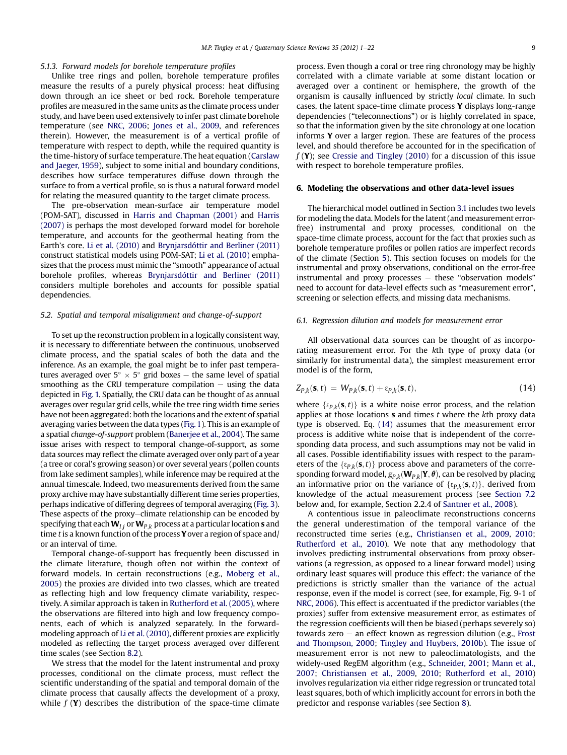#### 5.1.3. Forward models for borehole temperature profiles

Unlike tree rings and pollen, borehole temperature profiles measure the results of a purely physical process: heat diffusing down through an ice sheet or bed rock. Borehole temperature profiles are measured in the same units as the climate process under study, and have been used extensively to infer past climate borehole temperature (see NRC, 2006; Jones et al., 2009, and references therein). However, the measurement is of a vertical profile of temperature with respect to depth, while the required quantity is the time-history of surface temperature. The heat equation (Carslaw and Jaeger, 1959), subject to some initial and boundary conditions, describes how surface temperatures diffuse down through the surface to from a vertical profile, so is thus a natural forward model for relating the measured quantity to the target climate process.

The pre-observation mean-surface air temperature model (POM-SAT), discussed in Harris and Chapman (2001) and Harris (2007) is perhaps the most developed forward model for borehole temperature, and accounts for the geothermal heating from the Earth's core. Li et al. (2010) and Brynjarsdóttir and Berliner (2011) construct statistical models using POM-SAT; Li et al. (2010) emphasizes that the process must mimic the "smooth" appearance of actual borehole profiles, whereas Brynjarsdóttir and Berliner (2011) considers multiple boreholes and accounts for possible spatial dependencies.

### 5.2. Spatial and temporal misalignment and change-of-support

To set up the reconstruction problem in a logically consistent way, it is necessary to differentiate between the continuous, unobserved climate process, and the spatial scales of both the data and the inference. As an example, the goal might be to infer past temperatures averaged over $5^\circ \times 5^\circ$ grid boxes – the same level of spatial smoothing as the CRU temperature compilation – using the data depicted in Fig. 1. Spatially, the CRU data can be thought of as annual averages over regular grid cells, while the tree ring width time series have not been aggregated: both the locations and the extent of spatial averaging varies between the data types (Fig. 1). This is an example of a spatial *change-of-support* problem (Banerjee et al., 2004). The same issue arises with respect to temporal change-of-support, as some data sources may reflect the climate averaged over only part of a year (a tree or coral's growing season) or over several years (pollen counts from lake sediment samples), while inference may be required at the annual timescale. Indeed, two measurements derived from the same proxy archive may have substantially different time series properties, perhaps indicative of differing degrees of temporal averaging (Fig. 3). These aspects of the proxy–climate relationship can be encoded by specifying that each $\mathbf{W}_{I,j}$ or $\mathbf{W}_{P,k}$ process at a particular location $\mathbf{s}$ and time $t$ is a known function of the process $\mathbf{Y}$ over a region of space and/or an interval of time.

Temporal change-of-support has frequently been discussed in the climate literature, though often not within the context of forward models. In certain reconstructions (e.g., Moberg et al., 2005) the proxies are divided into two classes, which are treated as reflecting high and low frequency climate variability, respectively. A similar approach is taken in Rutherford et al. (2005), where the observations are filtered into high and low frequency components, each of which is analyzed separately. In the forward-modeling approach of Li et al. (2010), different proxies are explicitly modeled as reflecting the target process averaged over different time scales (see Section 8.2).

We stress that the model for the latent instrumental and proxy processes, conditional on the climate process, must reflect the scientific understanding of the spatial and temporal domain of the climate process that causally affects the development of a proxy, while $f(\mathbf{Y})$ describes the distribution of the space-time climate process. Even though a coral or tree ring chronology may be highly correlated with a climate variable at some distant location or averaged over a continent or hemisphere, the growth of the organism is causally influenced by strictly *local* climate. In such cases, the latent space-time climate process $\mathbf{Y}$ displays long-range dependencies ("teleconnections") or is highly correlated in space, so that the information given by the site chronology at one location informs $\mathbf{Y}$ over a larger region. These are features of the process level, and should therefore be accounted for in the specification of $f(\mathbf{Y})$; see Cressie and Tingley (2010) for a discussion of this issue with respect to borehole temperature profiles.

## 6. Modeling the observations and other data-level issues

The hierarchical model outlined in Section 3.1 includes two levels for modeling the data. Models for the latent (and measurement error-free) instrumental and proxy processes, conditional on the space-time climate process, account for the fact that proxies such as borehole temperature profiles or pollen ratios are imperfect records of the climate (Section 5). This section focuses on models for the instrumental and proxy observations, conditional on the error-free instrumental and proxy processes – these "observation models" need to account for data-level effects such as "measurement error", screening or selection effects, and missing data mechanisms.

### 6.1. Regression dilution and models for measurement error

All observational data sources can be thought of as incorporating measurement error. For the $k$th type of proxy data (or similarly for instrumental data), the simplest measurement error model is of the form,

$$Z_{P,k}(\mathbf{s},t) = W_{P,k}(\mathbf{s},t) + \varepsilon_{P,k}(\mathbf{s},t), \tag{14}$$

where $\{\varepsilon_{P,k}(\mathbf{s},t)\}$ is a white noise error process, and the relation applies at those locations $\mathbf{s}$ and times $t$ where the $k$th proxy data type is observed. Eq. (14) assumes that the measurement error process is additive white noise that is independent of the corresponding data process, and such assumptions may not be valid in all cases. Possible identifiability issues with respect to the parameters of the $\{\varepsilon_{P,k}(\mathbf{s},t)\}$ process above and parameters of the corresponding forward model, $g_{P,k}(\mathbf{W}_{P,k}|\mathbf{Y},\boldsymbol{\theta})$, can be resolved by placing an informative prior on the variance of $\{\varepsilon_{P,k}(\mathbf{s},t)\}$, derived from knowledge of the actual measurement process (see Section 7.2 below and, for example, Section 2.2.4 of Santner et al., 2008).

A contentious issue in paleoclimate reconstructions concerns the general underestimation of the temporal variance of the reconstructed time series (e.g., Christiansen et al., 2009, 2010; Rutherford et al., 2010). We note that any methodology that involves predicting instrumental observations from proxy observations (a regression, as opposed to a linear forward model) using ordinary least squares will produce this effect: the variance of the predictions is strictly smaller than the variance of the actual response, even if the model is correct (see, for example, Fig. 9-1 of NRC, 2006). This effect is accentuated if the predictor variables (the proxies) suffer from extensive measurement error, as estimates of the regression coefficients will then be biased (perhaps severely so) towards zero – an effect known as regression dilution (e.g., Frost and Thompson, 2000; Tingley and Huybers, 2010b). The issue of measurement error is not new to paleoclimatologists, and the widely-used RegEM algorithm (e.g., Schneider, 2001; Mann et al., 2007; Christiansen et al., 2009, 2010; Rutherford et al., 2010) involves regularization via either ridge regression or truncated total least squares, both of which implicitly account for errors in both the predictor and response variables (see Section 8).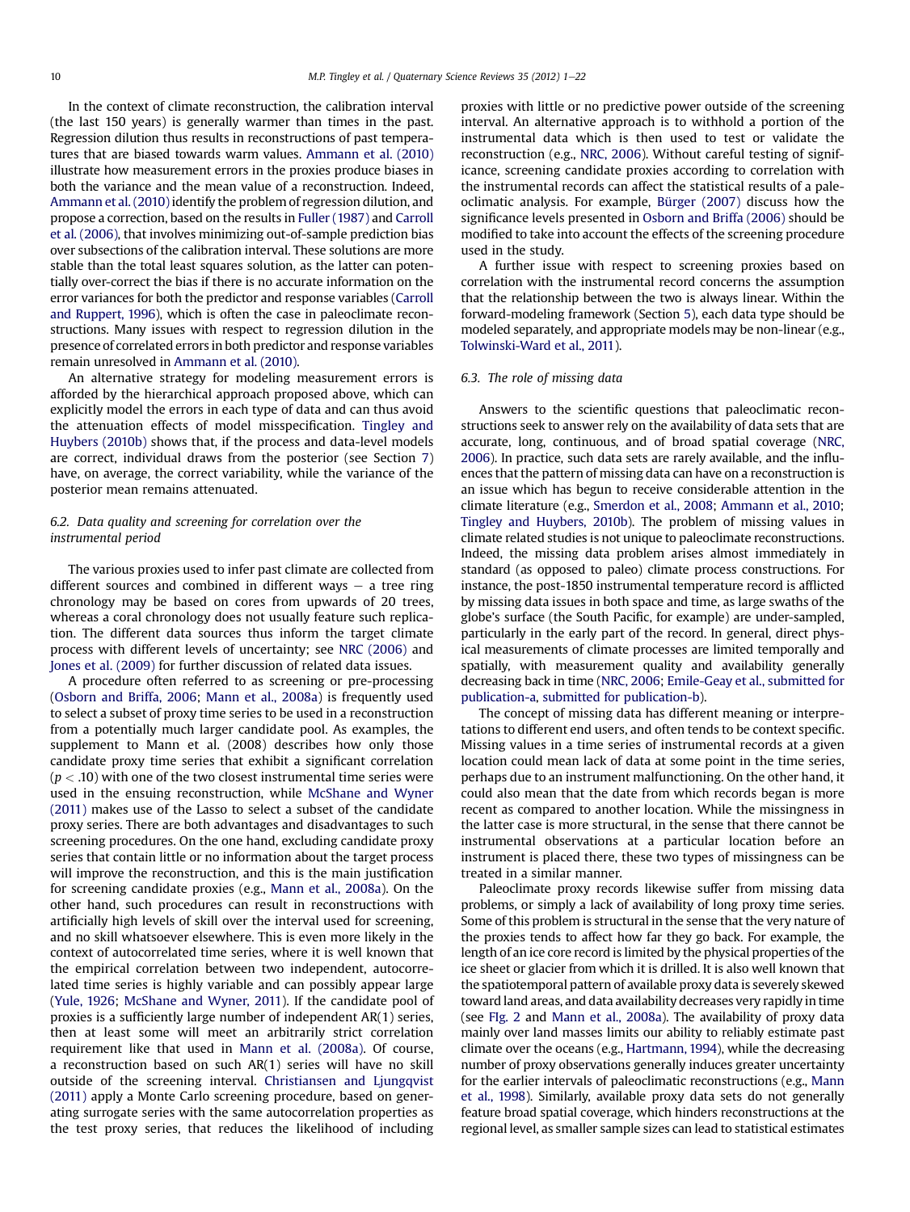In the context of climate reconstruction, the calibration interval (the last 150 years) is generally warmer than times in the past. Regression dilution thus results in reconstructions of past temperatures that are biased towards warm values. Ammann et al. (2010) illustrate how measurement errors in the proxies produce biases in both the variance and the mean value of a reconstruction. Indeed, Ammann et al. (2010) identify the problem of regression dilution, and propose a correction, based on the results in Fuller (1987) and Carroll et al. (2006), that involves minimizing out-of-sample prediction bias over subsections of the calibration interval. These solutions are more stable than the total least squares solution, as the latter can potentially over-correct the bias if there is no accurate information on the error variances for both the predictor and response variables (Carroll and Ruppert, 1996), which is often the case in paleoclimate reconstructions. Many issues with respect to regression dilution in the presence of correlated errors in both predictor and response variables remain unresolved in Ammann et al. (2010).

An alternative strategy for modeling measurement errors is afforded by the hierarchical approach proposed above, which can explicitly model the errors in each type of data and can thus avoid the attenuation effects of model misspecification. Tingley and Huybers (2010b) shows that, if the process and data-level models are correct, individual draws from the posterior (see Section 7) have, on average, the correct variability, while the variance of the posterior mean remains attenuated.

### 6.2. Data quality and screening for correlation over the instrumental period

The various proxies used to infer past climate are collected from different sources and combined in different ways – a tree ring chronology may be based on cores from upwards of 20 trees, whereas a coral chronology does not usually feature such replication. The different data sources thus inform the target climate process with different levels of uncertainty; see NRC (2006) and Jones et al. (2009) for further discussion of related data issues.

A procedure often referred to as screening or pre-processing (Osborn and Briffa, 2006; Mann et al., 2008a) is frequently used to select a subset of proxy time series to be used in a reconstruction from a potentially much larger candidate pool. As examples, the supplement to Mann et al. (2008) describes how only those candidate proxy time series that exhibit a significant correlation ($p < .10$) with one of the two closest instrumental time series were used in the ensuing reconstruction, while McShane and Wyner (2011) makes use of the Lasso to select a subset of the candidate proxy series. There are both advantages and disadvantages to such screening procedures. On the one hand, excluding candidate proxy series that contain little or no information about the target process will improve the reconstruction, and this is the main justification for screening candidate proxies (e.g., Mann et al., 2008a). On the other hand, such procedures can result in reconstructions with artificially high levels of skill over the interval used for screening, and no skill whatsoever elsewhere. This is even more likely in the context of autocorrelated time series, where it is well known that the empirical correlation between two independent, autocorrelated time series is highly variable and can possibly appear large (Yule, 1926; McShane and Wyner, 2011). If the candidate pool of proxies is a sufficiently large number of independent AR(1) series, then at least some will meet an arbitrarily strict correlation requirement like that used in Mann et al. (2008a). Of course, a reconstruction based on such AR(1) series will have no skill outside of the screening interval. Christiansen and Ljungqvist (2011) apply a Monte Carlo screening procedure, based on generating surrogate series with the same autocorrelation properties as the test proxy series, that reduces the likelihood of including proxies with little or no predictive power outside of the screening interval. An alternative approach is to withhold a portion of the instrumental data which is then used to test or validate the reconstruction (e.g., NRC, 2006). Without careful testing of significance, screening candidate proxies according to correlation with the instrumental records can affect the statistical results of a paleoclimatic analysis. For example, Bürger (2007) discuss how the significance levels presented in Osborn and Briffa (2006) should be modified to take into account the effects of the screening procedure used in the study.

A further issue with respect to screening proxies based on correlation with the instrumental record concerns the assumption that the relationship between the two is always linear. Within the forward-modeling framework (Section 5), each data type should be modeled separately, and appropriate models may be non-linear (e.g., Tolwinski-Ward et al., 2011).

### 6.3. The role of missing data

Answers to the scientific questions that paleoclimatic reconstructions seek to answer rely on the availability of data sets that are accurate, long, continuous, and of broad spatial coverage (NRC, 2006). In practice, such data sets are rarely available, and the influences that the pattern of missing data can have on a reconstruction is an issue which has begun to receive considerable attention in the climate literature (e.g., Smerdon et al., 2008; Ammann et al., 2010; Tingley and Huybers, 2010b). The problem of missing values in climate related studies is not unique to paleoclimate reconstructions. Indeed, the missing data problem arises almost immediately in standard (as opposed to paleo) climate process constructions. For instance, the post-1850 instrumental temperature record is afflicted by missing data issues in both space and time, as large swaths of the globe's surface (the South Pacific, for example) are under-sampled, particularly in the early part of the record. In general, direct physical measurements of climate processes are limited temporally and spatially, with measurement quality and availability generally decreasing back in time (NRC, 2006; Emile-Geay et al., submitted for publication-a, submitted for publication-b).

The concept of missing data has different meaning or interpretations to different end users, and often tends to be context specific. Missing values in a time series of instrumental records at a given location could mean lack of data at some point in the time series, perhaps due to an instrument malfunctioning. On the other hand, it could also mean that the date from which records began is more recent as compared to another location. While the missingness in the latter case is more structural, in the sense that there cannot be instrumental observations at a particular location before an instrument is placed there, these two types of missingness can be treated in a similar manner.

Paleoclimate proxy records likewise suffer from missing data problems, or simply a lack of availability of long proxy time series. Some of this problem is structural in the sense that the very nature of the proxies tends to affect how far they go back. For example, the length of an ice core record is limited by the physical properties of the ice sheet or glacier from which it is drilled. It is also well known that the spatiotemporal pattern of available proxy data is severely skewed toward land areas, and data availability decreases very rapidly in time (see Fig. 2 and Mann et al., 2008a). The availability of proxy data mainly over land masses limits our ability to reliably estimate past climate over the oceans (e.g., Hartmann, 1994), while the decreasing number of proxy observations generally induces greater uncertainty for the earlier intervals of paleoclimatic reconstructions (e.g., Mann et al., 1998). Similarly, available proxy data sets do not generally feature broad spatial coverage, which hinders reconstructions at the regional level, as smaller sample sizes can lead to statistical estimates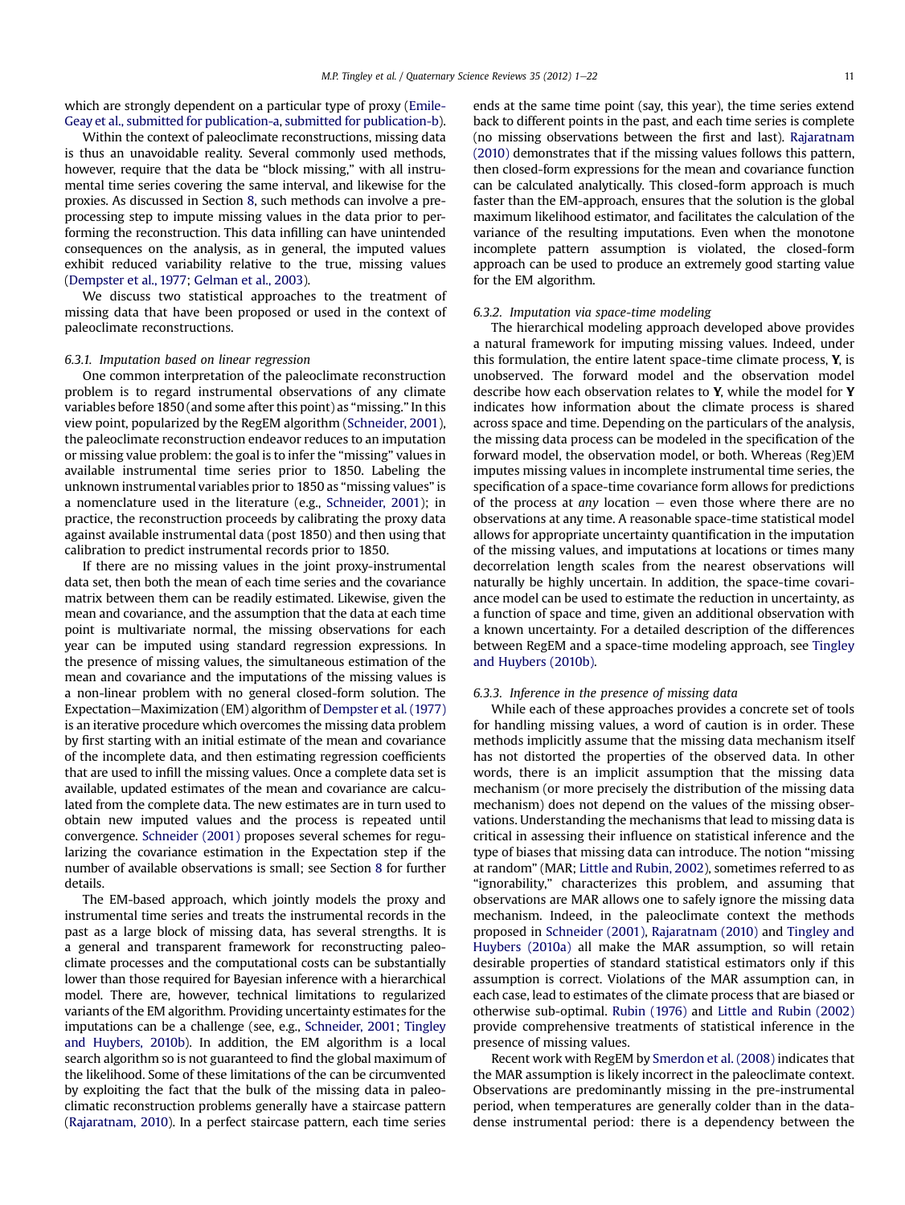which are strongly dependent on a particular type of proxy (Emile-Geay et al., submitted for publication-a, submitted for publication-b).

Within the context of paleoclimate reconstructions, missing data is thus an unavoidable reality. Several commonly used methods, however, require that the data be "block missing," with all instrumental time series covering the same interval, and likewise for the proxies. As discussed in Section 8, such methods can involve a pre-processing step to impute missing values in the data prior to performing the reconstruction. This data infilling can have unintended consequences on the analysis, as in general, the imputed values exhibit reduced variability relative to the true, missing values (Dempster et al., 1977; Gelman et al., 2003).

We discuss two statistical approaches to the treatment of missing data that have been proposed or used in the context of paleoclimate reconstructions.

### 6.3.1. Imputation based on linear regression

One common interpretation of the paleoclimate reconstruction problem is to regard instrumental observations of any climate variables before 1850 (and some after this point) as "missing." In this view point, popularized by the RegEM algorithm (Schneider, 2001), the paleoclimate reconstruction endeavor reduces to an imputation or missing value problem: the goal is to infer the "missing" values in available instrumental time series prior to 1850. Labeling the unknown instrumental variables prior to 1850 as "missing values" is a nomenclature used in the literature (e.g., Schneider, 2001); in practice, the reconstruction proceeds by calibrating the proxy data against available instrumental data (post 1850) and then using that calibration to predict instrumental records prior to 1850.

If there are no missing values in the joint proxy-instrumental data set, then both the mean of each time series and the covariance matrix between them can be readily estimated. Likewise, given the mean and covariance, and the assumption that the data at each time point is multivariate normal, the missing observations for each year can be imputed using standard regression expressions. In the presence of missing values, the simultaneous estimation of the mean and covariance and the imputations of the missing values is a non-linear problem with no general closed-form solution. The Expectation–Maximization (EM) algorithm of Dempster et al. (1977) is an iterative procedure which overcomes the missing data problem by first starting with an initial estimate of the mean and covariance of the incomplete data, and then estimating regression coefficients that are used to infill the missing values. Once a complete data set is available, updated estimates of the mean and covariance are calculated from the complete data. The new estimates are in turn used to obtain new imputed values and the process is repeated until convergence. Schneider (2001) proposes several schemes for regularizing the covariance estimation in the Expectation step if the number of available observations is small; see Section 8 for further details.

The EM-based approach, which jointly models the proxy and instrumental time series and treats the instrumental records in the past as a large block of missing data, has several strengths. It is a general and transparent framework for reconstructing paleoclimate processes and the computational costs can be substantially lower than those required for Bayesian inference with a hierarchical model. There are, however, technical limitations to regularized variants of the EM algorithm. Providing uncertainty estimates for the imputations can be a challenge (see, e.g., Schneider, 2001; Tingley and Huybers, 2010b). In addition, the EM algorithm is a local search algorithm so is not guaranteed to find the global maximum of the likelihood. Some of these limitations of the can be circumvented by exploiting the fact that the bulk of the missing data in paleoclimatic reconstruction problems generally have a staircase pattern (Rajaratnam, 2010). In a perfect staircase pattern, each time series ends at the same time point (say, this year), the time series extend back to different points in the past, and each time series is complete (no missing observations between the first and last). Rajaratnam (2010) demonstrates that if the missing values follows this pattern, then closed-form expressions for the mean and covariance function can be calculated analytically. This closed-form approach is much faster than the EM-approach, ensures that the solution is the global maximum likelihood estimator, and facilitates the calculation of the variance of the resulting imputations. Even when the monotone incomplete pattern assumption is violated, the closed-form approach can be used to produce an extremely good starting value for the EM algorithm.

### 6.3.2. Imputation via space-time modeling

The hierarchical modeling approach developed above provides a natural framework for imputing missing values. Indeed, under this formulation, the entire latent space-time climate process, $\mathbf{Y}$, is unobserved. The forward model and the observation model describe how each observation relates to $\mathbf{Y}$, while the model for $\mathbf{Y}$ indicates how information about the climate process is shared across space and time. Depending on the particulars of the analysis, the missing data process can be modeled in the specification of the forward model, the observation model, or both. Whereas (Reg)EM imputes missing values in incomplete instrumental time series, the specification of a space-time covariance form allows for predictions of the process at *any* location – even those where there are no observations at any time. A reasonable space-time statistical model allows for appropriate uncertainty quantification in the imputation of the missing values, and imputations at locations or times many decorrelation length scales from the nearest observations will naturally be highly uncertain. In addition, the space-time covariance model can be used to estimate the reduction in uncertainty, as a function of space and time, given an additional observation with a known uncertainty. For a detailed description of the differences between RegEM and a space-time modeling approach, see Tingley and Huybers (2010b).

### 6.3.3. Inference in the presence of missing data

While each of these approaches provides a concrete set of tools for handling missing values, a word of caution is in order. These methods implicitly assume that the missing data mechanism itself has not distorted the properties of the observed data. In other words, there is an implicit assumption that the missing data mechanism (or more precisely the distribution of the missing data mechanism) does not depend on the values of the missing observations. Understanding the mechanisms that lead to missing data is critical in assessing their influence on statistical inference and the type of biases that missing data can introduce. The notion "missing at random" (MAR; Little and Rubin, 2002), sometimes referred to as "ignorability," characterizes this problem, and assuming that observations are MAR allows one to safely ignore the missing data mechanism. Indeed, in the paleoclimate context the methods proposed in Schneider (2001), Rajaratnam (2010) and Tingley and Huybers (2010a) all make the MAR assumption, so will retain desirable properties of standard statistical estimators only if this assumption is correct. Violations of the MAR assumption can, in each case, lead to estimates of the climate process that are biased or otherwise sub-optimal. Rubin (1976) and Little and Rubin (2002) provide comprehensive treatments of statistical inference in the presence of missing values.

Recent work with RegEM by Smerdon et al. (2008) indicates that the MAR assumption is likely incorrect in the paleoclimate context. Observations are predominantly missing in the pre-instrumental period, when temperatures are generally colder than in the data-dense instrumental period: there is a dependency between the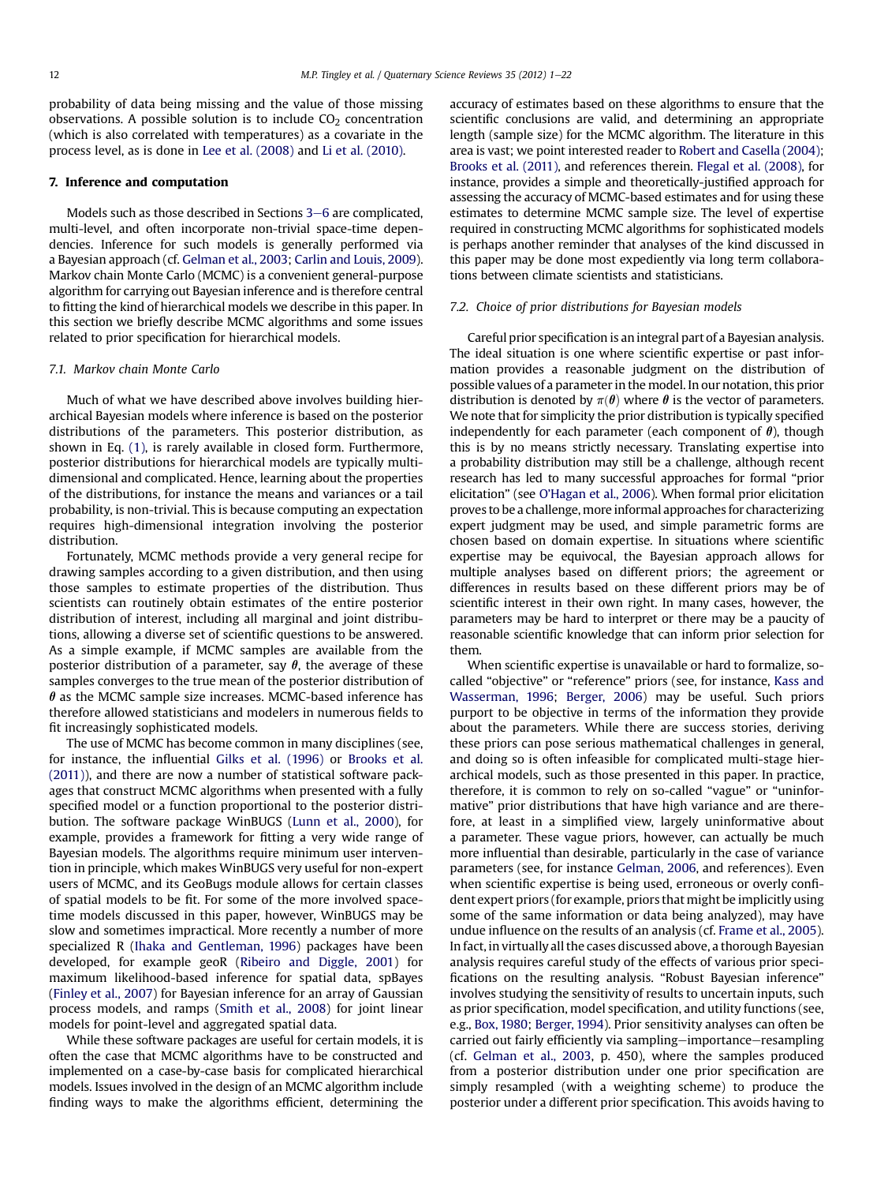probability of data being missing and the value of those missing observations. A possible solution is to include $CO_2$ concentration (which is also correlated with temperatures) as a covariate in the process level, as is done in Lee et al. (2008) and Li et al. (2010).

## 7. Inference and computation

Models such as those described in Sections 3–6 are complicated, multi-level, and often incorporate non-trivial space-time dependencies. Inference for such models is generally performed via a Bayesian approach (cf. Gelman et al., 2003; Carlin and Louis, 2009). Markov chain Monte Carlo (MCMC) is a convenient general-purpose algorithm for carrying out Bayesian inference and is therefore central to fitting the kind of hierarchical models we describe in this paper. In this section we briefly describe MCMC algorithms and some issues related to prior specification for hierarchical models.

### 7.1. Markov chain Monte Carlo

Much of what we have described above involves building hierarchical Bayesian models where inference is based on the posterior distributions of the parameters. This posterior distribution, as shown in Eq. (1), is rarely available in closed form. Furthermore, posterior distributions for hierarchical models are typically multi-dimensional and complicated. Hence, learning about the properties of the distributions, for instance the means and variances or a tail probability, is non-trivial. This is because computing an expectation requires high-dimensional integration involving the posterior distribution.

Fortunately, MCMC methods provide a very general recipe for drawing samples according to a given distribution, and then using those samples to estimate properties of the distribution. Thus scientists can routinely obtain estimates of the entire posterior distribution of interest, including all marginal and joint distributions, allowing a diverse set of scientific questions to be answered. As a simple example, if MCMC samples are available from the posterior distribution of a parameter, say $\boldsymbol{\theta}$, the average of these samples converges to the true mean of the posterior distribution of $\boldsymbol{\theta}$ as the MCMC sample size increases. MCMC-based inference has therefore allowed statisticians and modelers in numerous fields to fit increasingly sophisticated models.

The use of MCMC has become common in many disciplines (see, for instance, the influential Gilks et al. (1996) or Brooks et al. (2011)), and there are now a number of statistical software packages that construct MCMC algorithms when presented with a fully specified model or a function proportional to the posterior distribution. The software package WinBUGS (Lunn et al., 2000), for example, provides a framework for fitting a very wide range of Bayesian models. The algorithms require minimum user intervention in principle, which makes WinBUGS very useful for non-expert users of MCMC, and its GeoBugs module allows for certain classes of spatial models to be fit. For some of the more involved space-time models discussed in this paper, however, WinBUGS may be slow and sometimes impractical. More recently a number of more specialized R (Ihaka and Gentleman, 1996) packages have been developed, for example geoR (Ribeiro and Diggle, 2001) for maximum likelihood-based inference for spatial data, spBayes (Finley et al., 2007) for Bayesian inference for an array of Gaussian process models, and ramps (Smith et al., 2008) for joint linear models for point-level and aggregated spatial data.

While these software packages are useful for certain models, it is often the case that MCMC algorithms have to be constructed and implemented on a case-by-case basis for complicated hierarchical models. Issues involved in the design of an MCMC algorithm include finding ways to make the algorithms efficient, determining the accuracy of estimates based on these algorithms to ensure that the scientific conclusions are valid, and determining an appropriate length (sample size) for the MCMC algorithm. The literature in this area is vast; we point interested reader to Robert and Casella (2004); Brooks et al. (2011), and references therein. Flegal et al. (2008), for instance, provides a simple and theoretically-justified approach for assessing the accuracy of MCMC-based estimates and for using these estimates to determine MCMC sample size. The level of expertise required in constructing MCMC algorithms for sophisticated models is perhaps another reminder that analyses of the kind discussed in this paper may be done most expediently via long term collaborations between climate scientists and statisticians.

### 7.2. Choice of prior distributions for Bayesian models

Careful prior specification is an integral part of a Bayesian analysis. The ideal situation is one where scientific expertise or past information provides a reasonable judgment on the distribution of possible values of a parameter in the model. In our notation, this prior distribution is denoted by $\pi(\boldsymbol{\theta})$ where $\boldsymbol{\theta}$ is the vector of parameters. We note that for simplicity the prior distribution is typically specified independently for each parameter (each component of $\boldsymbol{\theta}$), though this is by no means strictly necessary. Translating expertise into a probability distribution may still be a challenge, although recent research has led to many successful approaches for formal "prior elicitation" (see O'Hagan et al., 2006). When formal prior elicitation proves to be a challenge, more informal approaches for characterizing expert judgment may be used, and simple parametric forms are chosen based on domain expertise. In situations where scientific expertise may be equivocal, the Bayesian approach allows for multiple analyses based on different priors; the agreement or differences in results based on these different priors may be of scientific interest in their own right. In many cases, however, the parameters may be hard to interpret or there may be a paucity of reasonable scientific knowledge that can inform prior selection for them.

When scientific expertise is unavailable or hard to formalize, so-called "objective" or "reference" priors (see, for instance, Kass and Wasserman, 1996; Berger, 2006) may be useful. Such priors purport to be objective in terms of the information they provide about the parameters. While there are success stories, deriving these priors can pose serious mathematical challenges in general, and doing so is often infeasible for complicated multi-stage hierarchical models, such as those presented in this paper. In practice, therefore, it is common to rely on so-called "vague" or "uninformative" prior distributions that have high variance and are therefore, at least in a simplified view, largely uninformative about a parameter. These vague priors, however, can actually be much more influential than desirable, particularly in the case of variance parameters (see, for instance Gelman, 2006, and references). Even when scientific expertise is being used, erroneous or overly confident expert priors (for example, priors that might be implicitly using some of the same information or data being analyzed), may have undue influence on the results of an analysis (cf. Frame et al., 2005). In fact, in virtually all the cases discussed above, a thorough Bayesian analysis requires careful study of the effects of various prior specifications on the resulting analysis. "Robust Bayesian inference" involves studying the sensitivity of results to uncertain inputs, such as prior specification, model specification, and utility functions (see, e.g., Box, 1980; Berger, 1994). Prior sensitivity analyses can often be carried out fairly efficiently via sampling–importance–resampling (cf. Gelman et al., 2003, p. 450), where the samples produced from a posterior distribution under one prior specification are simply resampled (with a weighting scheme) to produce the posterior under a different prior specification. This avoids having to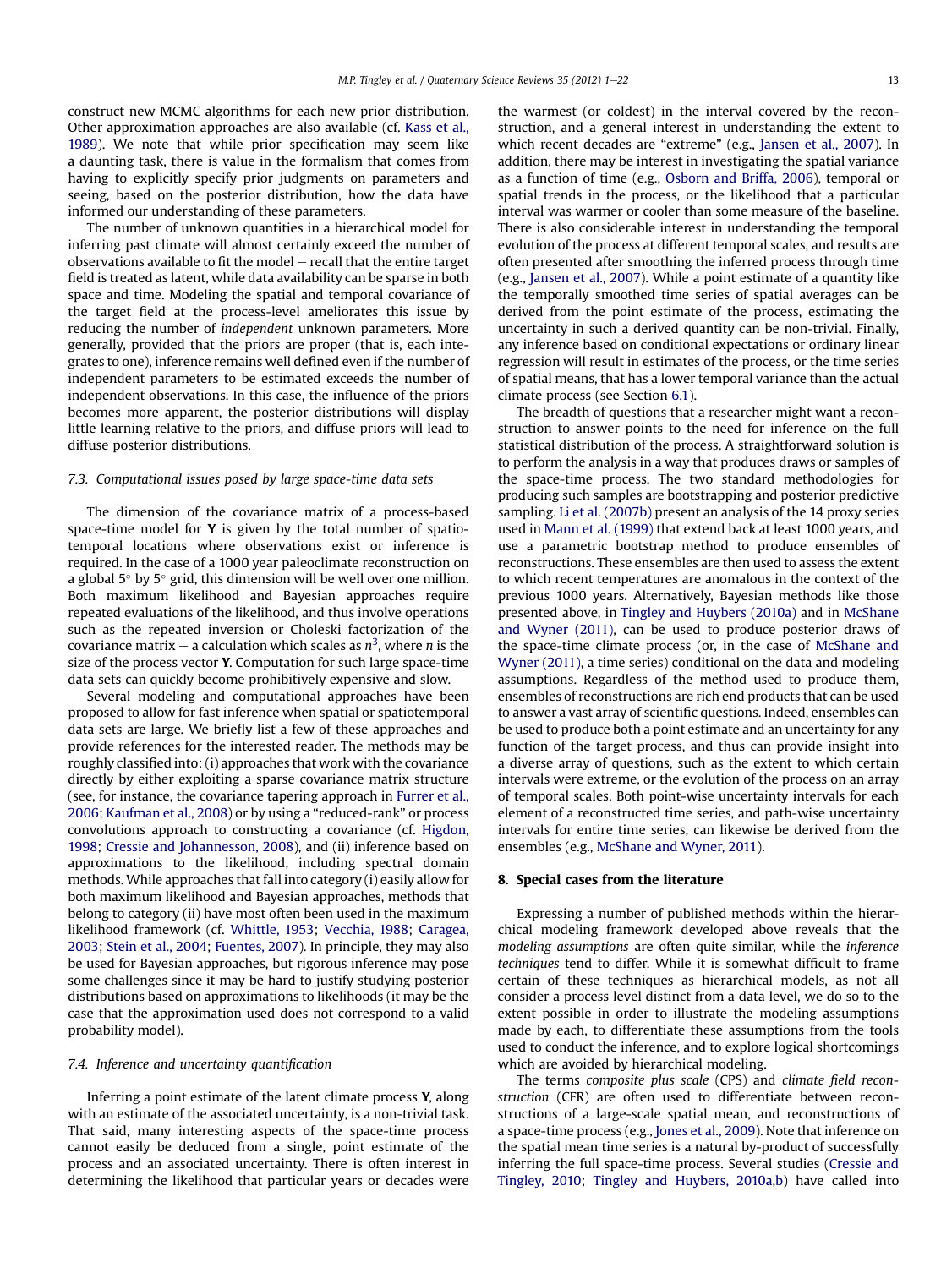construct new MCMC algorithms for each new prior distribution. Other approximation approaches are also available (cf. Kass et al., 1989). We note that while prior specification may seem like a daunting task, there is value in the formalism that comes from having to explicitly specify prior judgments on parameters and seeing, based on the posterior distribution, how the data have informed our understanding of these parameters.

The number of unknown quantities in a hierarchical model for inferring past climate will almost certainly exceed the number of observations available to fit the model – recall that the entire target field is treated as latent, while data availability can be sparse in both space and time. Modeling the spatial and temporal covariance of the target field at the process-level ameliorates this issue by reducing the number of *independent* unknown parameters. More generally, provided that the priors are proper (that is, each integrates to one), inference remains well defined even if the number of independent parameters to be estimated exceeds the number of independent observations. In this case, the influence of the priors becomes more apparent, the posterior distributions will display little learning relative to the priors, and diffuse priors will lead to diffuse posterior distributions.

### 7.3. Computational issues posed by large space-time data sets

The dimension of the covariance matrix of a process-based space-time model for **Y** is given by the total number of spatio-temporal locations where observations exist or inference is required. In the case of a 1000 year paleoclimate reconstruction on a global 5° by 5° grid, this dimension will be well over one million. Both maximum likelihood and Bayesian approaches require repeated evaluations of the likelihood, and thus involve operations such as the repeated inversion or Choleski factorization of the covariance matrix – a calculation which scales as $n^3$, where $n$ is the size of the process vector **Y**. Computation for such large space-time data sets can quickly become prohibitively expensive and slow.

Several modeling and computational approaches have been proposed to allow for fast inference when spatial or spatiotemporal data sets are large. We briefly list a few of these approaches and provide references for the interested reader. The methods may be roughly classified into: (i) approaches that work with the covariance directly by either exploiting a sparse covariance matrix structure (see, for instance, the covariance tapering approach in Furrer et al., 2006; Kaufman et al., 2008) or by using a "reduced-rank" or process convolutions approach to constructing a covariance (cf. Higdon, 1998; Cressie and Johannesson, 2008), and (ii) inference based on approximations to the likelihood, including spectral domain methods. While approaches that fall into category (i) easily allow for both maximum likelihood and Bayesian approaches, methods that belong to category (ii) have most often been used in the maximum likelihood framework (cf. Whittle, 1953; Vecchia, 1988; Caragea, 2003; Stein et al., 2004; Fuentes, 2007). In principle, they may also be used for Bayesian approaches, but rigorous inference may pose some challenges since it may be hard to justify studying posterior distributions based on approximations to likelihoods (it may be the case that the approximation used does not correspond to a valid probability model).

### 7.4. Inference and uncertainty quantification

Inferring a point estimate of the latent climate process **Y**, along with an estimate of the associated uncertainty, is a non-trivial task. That said, many interesting aspects of the space-time process cannot easily be deduced from a single, point estimate of the process and an associated uncertainty. There is often interest in determining the likelihood that particular years or decades were the warmest (or coldest) in the interval covered by the reconstruction, and a general interest in understanding the extent to which recent decades are "extreme" (e.g., Jansen et al., 2007). In addition, there may be interest in investigating the spatial variance as a function of time (e.g., Osborn and Briffa, 2006), temporal or spatial trends in the process, or the likelihood that a particular interval was warmer or cooler than some measure of the baseline. There is also considerable interest in understanding the temporal evolution of the process at different temporal scales, and results are often presented after smoothing the inferred process through time (e.g., Jansen et al., 2007). While a point estimate of a quantity like the temporally smoothed time series of spatial averages can be derived from the point estimate of the process, estimating the uncertainty in such a derived quantity can be non-trivial. Finally, any inference based on conditional expectations or ordinary linear regression will result in estimates of the process, or the time series of spatial means, that has a lower temporal variance than the actual climate process (see Section 6.1).

The breadth of questions that a researcher might want a reconstruction to answer points to the need for inference on the full statistical distribution of the process. A straightforward solution is to perform the analysis in a way that produces draws or samples of the space-time process. The two standard methodologies for producing such samples are bootstrapping and posterior predictive sampling. Li et al. (2007b) present an analysis of the 14 proxy series used in Mann et al. (1999) that extend back at least 1000 years, and use a parametric bootstrap method to produce ensembles of reconstructions. These ensembles are then used to assess the extent to which recent temperatures are anomalous in the context of the previous 1000 years. Alternatively, Bayesian methods like those presented above, in Tingley and Huybers (2010a) and in McShane and Wyner (2011), can be used to produce posterior draws of the space-time climate process (or, in the case of McShane and Wyner (2011), a time series) conditional on the data and modeling assumptions. Regardless of the method used to produce them, ensembles of reconstructions are rich end products that can be used to answer a vast array of scientific questions. Indeed, ensembles can be used to produce both a point estimate and an uncertainty for any function of the target process, and thus can provide insight into a diverse array of questions, such as the extent to which certain intervals were extreme, or the evolution of the process on an array of temporal scales. Both point-wise uncertainty intervals for each element of a reconstructed time series, and path-wise uncertainty intervals for entire time series, can likewise be derived from the ensembles (e.g., McShane and Wyner, 2011).

## 8. Special cases from the literature

Expressing a number of published methods within the hierarchical modeling framework developed above reveals that the *modeling assumptions* are often quite similar, while the *inference techniques* tend to differ. While it is somewhat difficult to frame certain of these techniques as hierarchical models, as not all consider a process level distinct from a data level, we do so to the extent possible in order to illustrate the modeling assumptions made by each, to differentiate these assumptions from the tools used to conduct the inference, and to explore logical shortcomings which are avoided by hierarchical modeling.

The terms *composite plus scale* (CPS) and *climate field reconstruction* (CFR) are often used to differentiate between reconstructions of a large-scale spatial mean, and reconstructions of a space-time process (e.g., Jones et al., 2009). Note that inference on the spatial mean time series is a natural by-product of successfully inferring the full space-time process. Several studies (Cressie and Tingley, 2010; Tingley and Huybers, 2010a,b) have called into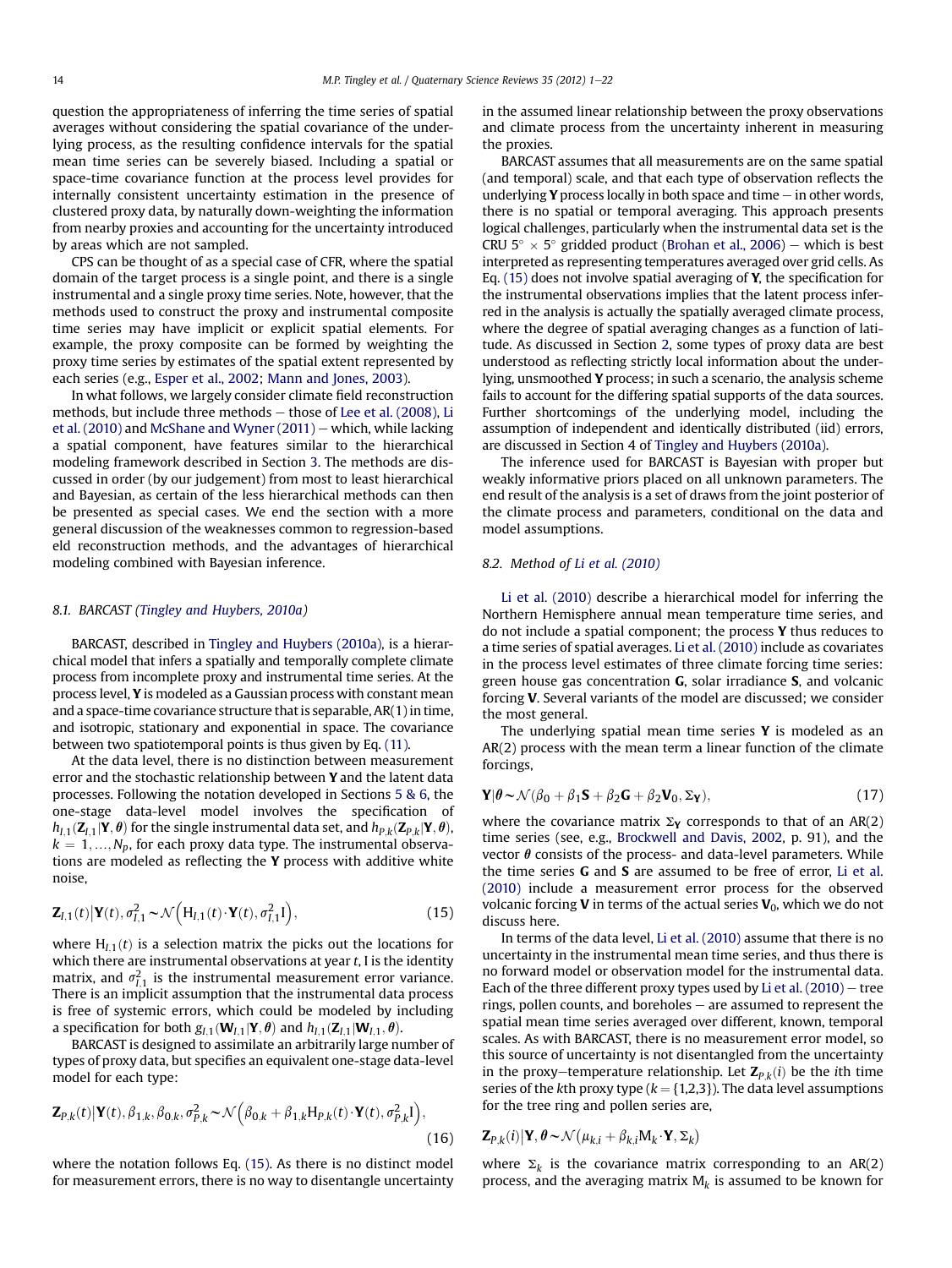question the appropriateness of inferring the time series of spatial averages without considering the spatial covariance of the underlying process, as the resulting confidence intervals for the spatial mean time series can be severely biased. Including a spatial or space-time covariance function at the process level provides for internally consistent uncertainty estimation in the presence of clustered proxy data, by naturally down-weighting the information from areas which are not sampled.

CPS can be thought of as a special case of CFR, where the spatial domain of the target process is a single point, and there is a single instrumental and a single proxy time series. Note, however, that the methods used to construct the proxy and instrumental composite time series may have implicit or explicit spatial elements. For example, the proxy composite can be formed by weighting the proxy time series by estimates of the spatial extent represented by each series (e.g., Esper et al., 2002; Mann and Jones, 2003).

In what follows, we largely consider climate field reconstruction methods, but include three methods – those of Lee et al. (2008), Li et al. (2010) and McShane and Wyner (2011) – which, while lacking a spatial component, have features similar to the hierarchical modeling framework described in Section 3. The methods are discussed in order (by our judgement) from most to least hierarchical and Bayesian, as certain of the less hierarchical methods can then be presented as special cases. We end the section with a more general discussion of the weaknesses common to regression-based eld reconstruction methods, and the advantages of hierarchical modeling combined with Bayesian inference.

### 8.1. BARCAST (Tingley and Huybers, 2010a)

BARCAST, described in Tingley and Huybers (2010a), is a hierarchical model that infers a spatially and temporally complete climate process from incomplete proxy and instrumental time series. At the process level, $\mathbf{Y}$ is modeled as a Gaussian process with constant mean and a space-time covariance structure that is separable, AR(1) in time, and isotropic, stationary and exponential in space. The covariance between two spatiotemporal points is thus given by Eq. (11).

At the data level, there is no distinction between measurement error and the stochastic relationship between $\mathbf{Y}$ and the latent data processes. Following the notation developed in Sections 5 & 6, the one-stage data-level model involves the specification of $h_{I,1}(\mathbf{Z}_{I,1}|\mathbf{Y},\boldsymbol{\theta})$ for the single instrumental data set, and $h_{P,k}(\mathbf{Z}_{P,k}|\mathbf{Y},\boldsymbol{\theta})$, $k = 1,\ldots,N_p$, for each proxy data type. The instrumental observations are modeled as reflecting the $\mathbf{Y}$ process with additive white noise,

$$\mathbf{Z}_{I,1}(t)\big|\mathbf{Y}(t),\sigma^2_{I,1} \sim \mathcal{N}\Big(\mathrm{H}_{I,1}(t)\cdot\mathbf{Y}(t),\sigma^2_{I,1}\mathrm{I}\Big), \tag{15}$$

where $\mathrm{H}_{I,1}(t)$ is a selection matrix the picks out the locations for which there are instrumental observations at year $t$, I is the identity matrix, and $\sigma^2_{I,1}$ is the instrumental measurement error variance. There is an implicit assumption that the instrumental data process is free of systemic errors, which could be modeled by including a specification for both $g_{I,1}(\mathbf{W}_{I,1}|\mathbf{Y},\boldsymbol{\theta})$ and $h_{I,1}(\mathbf{Z}_{I,1}|\mathbf{W}_{I,1},\boldsymbol{\theta})$.

BARCAST is designed to assimilate an arbitrarily large number of types of proxy data, but specifies an equivalent one-stage data-level model for each type:

$$\mathbf{Z}_{P,k}(t)\big|\mathbf{Y}(t),\beta_{1,k},\beta_{0,k},\sigma^2_{P,k} \sim \mathcal{N}\Big(\beta_{0,k}+\beta_{1,k}\mathrm{H}_{P,k}(t)\cdot\mathbf{Y}(t),\sigma^2_{P,k}\mathrm{I}\Big), \tag{16}$$

where the notation follows Eq. (15). As there is no distinct model for measurement errors, there is no way to disentangle uncertainty in the assumed linear relationship between the proxy observations and climate process from the uncertainty inherent in measuring the proxies.

BARCAST assumes that all measurements are on the same spatial (and temporal) scale, and that each type of observation reflects the underlying $\mathbf{Y}$ process locally in both space and time – in other words, there is no spatial or temporal averaging. This approach presents logical challenges, particularly when the instrumental data set is the CRU 5° × 5° gridded product (Brohan et al., 2006) – which is best interpreted as representing temperatures averaged over grid cells. As Eq. (15) does not involve spatial averaging of $\mathbf{Y}$, the specification for the instrumental observations implies that the latent process inferred in the analysis is actually the spatially averaged climate process, where the degree of spatial averaging changes as a function of latitude. As discussed in Section 2, some types of proxy data are best understood as reflecting strictly local information about the underlying, unsmoothed $\mathbf{Y}$ process; in such a scenario, the analysis scheme fails to account for the differing spatial supports of the data sources. Further shortcomings of the underlying model, including the assumption of independent and identically distributed (iid) errors, are discussed in Section 4 of Tingley and Huybers (2010a).

The inference used for BARCAST is Bayesian with proper but weakly informative priors placed on all unknown parameters. The end result of the analysis is a set of draws from the joint posterior of the climate process and parameters, conditional on the data and model assumptions.

### 8.2. Method of Li et al. (2010)

Li et al. (2010) describe a hierarchical model for inferring the Northern Hemisphere annual mean temperature time series, and do not include a spatial component; the process $\mathbf{Y}$ thus reduces to a time series of spatial averages. Li et al. (2010) include as covariates in the process level estimates of three climate forcing time series: green house gas concentration $\mathbf{G}$, solar irradiance $\mathbf{S}$, and volcanic forcing $\mathbf{V}$. Several variants of the model are discussed; we consider the most general.

The underlying spatial mean time series $\mathbf{Y}$ is modeled as an AR(2) process with the mean term a linear function of the climate forcings,

$$\mathbf{Y}|\boldsymbol{\theta} \sim \mathcal{N}(\beta_0+\beta_1\mathbf{S}+\beta_2\mathbf{G}+\beta_2\mathbf{V}_0,\Sigma_{\mathbf{Y}}), \tag{17}$$

where the covariance matrix $\Sigma_{\mathbf{Y}}$ corresponds to that of an AR(2) time series (see, e.g., Brockwell and Davis, 2002, p. 91), and the vector $\boldsymbol{\theta}$ consists of the process- and data-level parameters. While the time series $\mathbf{G}$ and $\mathbf{S}$ are assumed to be free of error, Li et al. (2010) include a measurement error process for the observed volcanic forcing $\mathbf{V}$ in terms of the actual series $\mathbf{V}_0$, which we do not discuss here.

In terms of the data level, Li et al. (2010) assume that there is no uncertainty in the instrumental mean time series, and thus there is no forward model or observation model for the instrumental data. Each of the three different proxy types used by Li et al. (2010) – tree rings, pollen counts, and boreholes – are assumed to represent the spatial mean time series averaged over different, known, temporal scales. As with BARCAST, there is no measurement error model, so this source of uncertainty is not disentangled from the uncertainty in the proxy–temperature relationship. Let $\mathbf{Z}_{P,k}(i)$ be the $i$th time series of the $k$th proxy type ($k = \{1,2,3\}$). The data level assumptions for the tree ring and pollen series are,

$$\mathbf{Z}_{P,k}(i)|\mathbf{Y},\boldsymbol{\theta} \sim \mathcal{N}(\mu_{k,i}+\beta_{k,i}\mathrm{M}_k\cdot\mathbf{Y},\Sigma_k)$$

where $\Sigma_k$ is the covariance matrix corresponding to an AR(2) process, and the averaging matrix $\mathrm{M}_k$ is assumed to be known for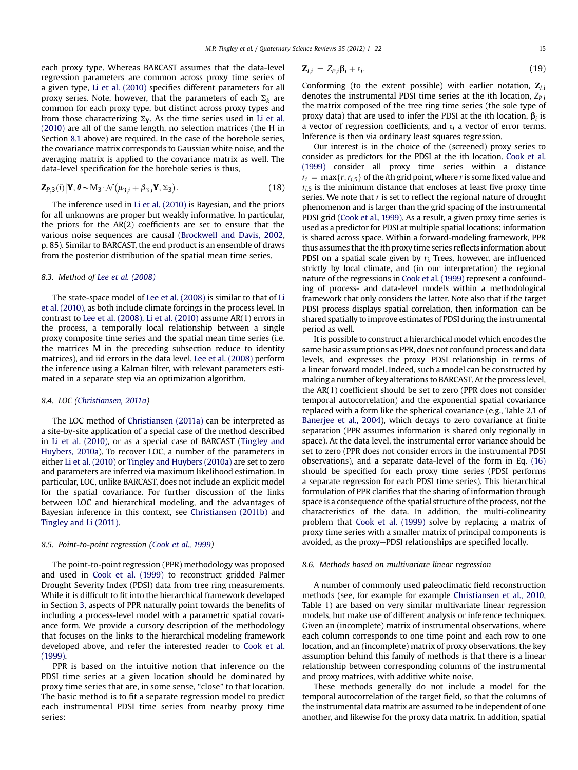each proxy type. Whereas BARCAST assumes that the data-level regression parameters are common across proxy time series of a given type, Li et al. (2010) specifies different parameters for all proxy series. Note, however, that the parameters of each $\Sigma_k$ are common for each proxy type, but distinct across proxy types and from those characterizing $\Sigma_{\mathbf{Y}}$. As the time series used in Li et al. (2010) are all of the same length, no selection matrices (the H in Section 8.1 above) are required. In the case of the borehole series, the covariance matrix corresponds to Gaussian white noise, and the averaging matrix is applied to the covariance matrix as well. The data-level specification for the borehole series is thus,

$$\mathbf{Z}_{P,3}(i)\big|\mathbf{Y},\boldsymbol{\theta} \sim \mathrm{M}_3 \cdot \mathcal{N}\left(\mu_{3,i} + \beta_{3,i}\mathbf{Y}, \Sigma_3\right). \tag{18}$$

The inference used in Li et al. (2010) is Bayesian, and the priors for all unknowns are proper but weakly informative. In particular, the priors for the AR(2) coefficients are set to ensure that the various noise sequences are causal (Brockwell and Davis, 2002, p. 85). Similar to BARCAST, the end product is an ensemble of draws from the posterior distribution of the spatial mean time series.

### 8.3. Method of Lee et al. (2008)

The state-space model of Lee et al. (2008) is similar to that of Li et al. (2010), as both include climate forcings in the process level. In contrast to Lee et al. (2008), Li et al. (2010) assume AR(1) errors in the process, a temporally local relationship between a single proxy composite time series and the spatial mean time series (i.e. the matrices M in the preceding subsection reduce to identity matrices), and iid errors in the data level. Lee et al. (2008) perform the inference using a Kalman filter, with relevant parameters estimated in a separate step via an optimization algorithm.

### 8.4. LOC (Christiansen, 2011a)

The LOC method of Christiansen (2011a) can be interpreted as a site-by-site application of a special case of the method described in Li et al. (2010), or as a special case of BARCAST (Tingley and Huybers, 2010a). To recover LOC, a number of the parameters in either Li et al. (2010) or Tingley and Huybers (2010a) are set to zero and parameters are inferred via maximum likelihood estimation. In particular, LOC, unlike BARCAST, does not include an explicit model for the spatial covariance. For further discussion of the links between LOC and hierarchical modeling, and the advantages of Bayesian inference in this context, see Christiansen (2011b) and Tingley and Li (2011).

### 8.5. Point-to-point regression (Cook et al., 1999)

The point-to-point regression (PPR) methodology was proposed and used in Cook et al. (1999) to reconstruct gridded Palmer Drought Severity Index (PDSI) data from tree ring measurements. While it is difficult to fit into the hierarchical framework developed in Section 3, aspects of PPR naturally point towards the benefits of including a process-level model with a parametric spatial covariance form. We provide a cursory description of the methodology that focuses on the links to the hierarchical modeling framework developed above, and refer the interested reader to Cook et al. (1999).

PPR is based on the intuitive notion that inference on the PDSI time series at a given location should be dominated by proxy time series that are, in some sense, "close" to that location. The basic method is to fit a separate regression model to predict each instrumental PDSI time series from nearby proxy time series:

$$\mathbf{Z}_{I,i} = Z_{P,i}\boldsymbol{\beta}_i + \varepsilon_i. \tag{19}$$

Conforming (to the extent possible) with earlier notation, $\mathbf{Z}_{I,i}$ denotes the instrumental PDSI time series at the $i$th location, $Z_{P,i}$ the matrix composed of the tree ring time series (the sole type of proxy data) that are used to infer the PDSI at the $i$th location, $\boldsymbol{\beta}_i$ is a vector of regression coefficients, and $\varepsilon_i$ a vector of error terms. Inference is then via ordinary least squares regression.

Our interest is in the choice of the (screened) proxy series to consider as predictors for the PDSI at the $i$th location. Cook et al. (1999) consider all proxy time series within a distance $r_i = \max\{r, r_{i,5}\}$ of the $i$th grid point, where $r$ is some fixed value and $r_{i,5}$ is the minimum distance that encloses at least five proxy time series. We note that $r$ is set to reflect the regional nature of drought phenomenon and is larger than the grid spacing of the instrumental PDSI grid (Cook et al., 1999). As a result, a given proxy time series is used as a predictor for PDSI at multiple spatial locations: information is shared across space. Within a forward-modeling framework, PPR thus assumes that the $i$th proxy time series reflects information about PDSI on a spatial scale given by $r_i$. Trees, however, are influenced strictly by local climate, and (in our interpretation) the regional nature of the regressions in Cook et al. (1999) represent a confounding of process- and data-level models within a methodological framework that only considers the latter. Note also that if the target PDSI process displays spatial correlation, then information can be shared spatially to improve estimates of PDSI during the instrumental period as well.

It is possible to construct a hierarchical model which encodes the same basic assumptions as PPR, does not confound process and data levels, and expresses the proxy–PDSI relationship in terms of a linear forward model. Indeed, such a model can be constructed by making a number of key alterations to BARCAST. At the process level, the AR(1) coefficient should be set to zero (PPR does not consider temporal autocorrelation) and the exponential spatial covariance replaced with a form like the spherical covariance (e.g., Table 2.1 of Banerjee et al., 2004), which decays to zero covariance at finite separation (PPR assumes information is shared only regionally in space). At the data level, the instrumental error variance should be set to zero (PPR does not consider errors in the instrumental PDSI observations), and a separate data-level of the form in Eq. (16) should be specified for each proxy time series (PDSI performs a separate regression for each PDSI time series). This hierarchical formulation of PPR clarifies that the sharing of information through space is a consequence of the spatial structure of the process, not the characteristics of the data. In addition, the multi-colinearity problem that Cook et al. (1999) solve by replacing a matrix of proxy time series with a smaller matrix of principal components is avoided, as the proxy–PDSI relationships are specified locally.

### 8.6. Methods based on multivariate linear regression

A number of commonly used paleoclimatic field reconstruction methods (see, for example for example Christiansen et al., 2010, Table 1) are based on very similar multivariate linear regression models, but make use of different analysis or inference techniques. Given an (incomplete) matrix of instrumental observations, where each column corresponds to one time point and each row to one location, and an (incomplete) matrix of proxy observations, the key assumption behind this family of methods is that there is a linear relationship between corresponding columns of the instrumental and proxy matrices, with additive white noise.

These methods generally do not include a model for the temporal autocorrelation of the target field, so that the columns of the instrumental data matrix are assumed to be independent of one another, and likewise for the proxy data matrix. In addition, spatial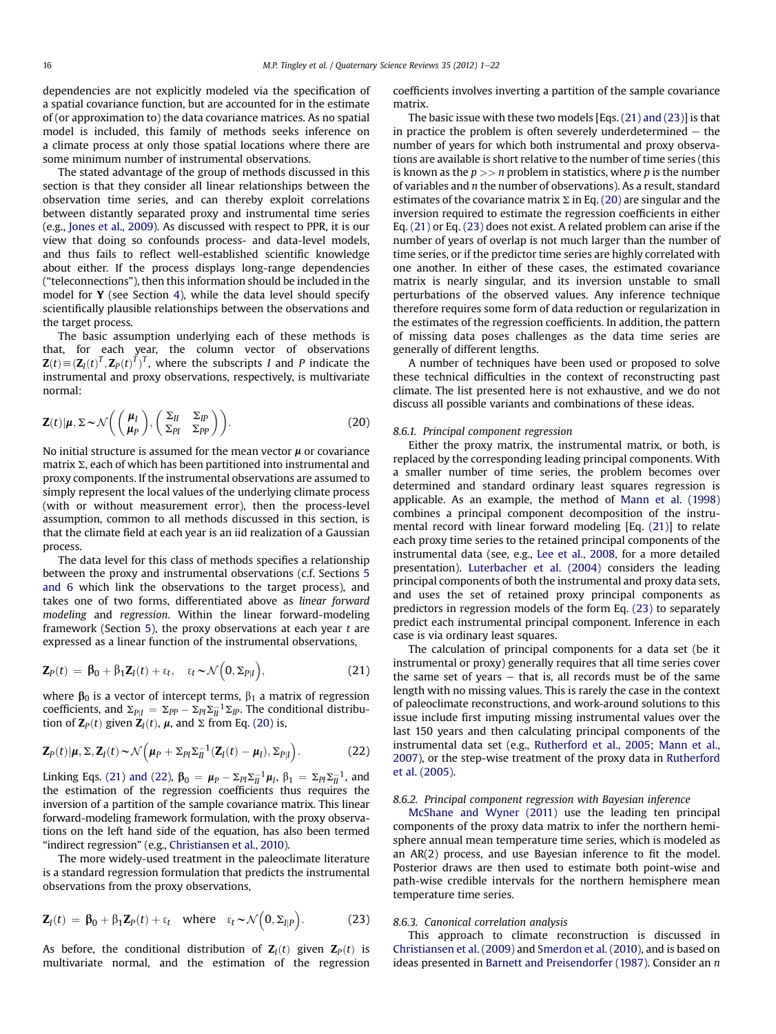dependencies are not explicitly modeled via the specification of a spatial covariance function, but are accounted for in the estimate of (or approximation to) the data covariance matrices. As no spatial model is included, this family of methods seeks inference on a climate process at only those spatial locations where there are some minimum number of instrumental observations.

The stated advantage of the group of methods discussed in this section is that they consider all linear relationships between the observation time series, and can thereby exploit correlations between distantly separated proxy and instrumental time series (e.g., Jones et al., 2009). As discussed with respect to PPR, it is our view that doing so confounds process- and data-level models, and thus fails to reflect well-established scientific knowledge about either. If the process displays long-range dependencies ("teleconnections"), then this information should be included in the model for $\mathbf{Y}$ (see Section 4), while the data level should specify scientifically plausible relationships between the observations and the target process.

The basic assumption underlying each of these methods is that, for each year, the column vector of observations $\mathbf{Z}(t) \equiv (\mathbf{Z}_I(t)^T, \mathbf{Z}_P(t)^T)^T$, where the subscripts $I$ and $P$ indicate the instrumental and proxy observations, respectively, is multivariate normal:

$$\mathbf{Z}(t)|\boldsymbol{\mu}, \Sigma \sim \mathcal{N}\left( \begin{pmatrix} \boldsymbol{\mu}_I \\ \boldsymbol{\mu}_P \end{pmatrix}, \begin{pmatrix} \Sigma_{II} & \Sigma_{IP} \\ \Sigma_{PI} & \Sigma_{PP} \end{pmatrix} \right). \tag{20}$$

No initial structure is assumed for the mean vector $\boldsymbol{\mu}$ or covariance matrix $\Sigma$, each of which has been partitioned into instrumental and proxy components. If the instrumental observations are assumed to simply represent the local values of the underlying climate process (with or without measurement error), then the process-level assumption, common to all methods discussed in this section, is that the climate field at each year is an iid realization of a Gaussian process.

The data level for this class of methods specifies a relationship between the proxy and instrumental observations (c.f. Sections 5 and 6 which link the observations to the target process), and takes one of two forms, differentiated above as *linear forward modeling* and *regression*. Within the linear forward-modeling framework (Section 5), the proxy observations at each year $t$ are expressed as a linear function of the instrumental observations,

$$\mathbf{Z}_P(t) = \boldsymbol{\beta}_0 + \beta_1 \mathbf{Z}_I(t) + \varepsilon_t, \quad \varepsilon_t \sim \mathcal{N}\left(0, \Sigma_{P|I}\right), \tag{21}$$

where $\boldsymbol{\beta}_0$ is a vector of intercept terms, $\beta_1$ a matrix of regression coefficients, and $\Sigma_{P|I} = \Sigma_{PP} - \Sigma_{PI}\Sigma_{II}^{-1}\Sigma_{IP}$. The conditional distribution of $\mathbf{Z}_P(t)$ given $\mathbf{Z}_I(t)$, $\boldsymbol{\mu}$, and $\Sigma$ from Eq. (20) is,

$$\mathbf{Z}_P(t)|\boldsymbol{\mu}, \Sigma, \mathbf{Z}_I(t) \sim \mathcal{N}\left(\boldsymbol{\mu}_P + \Sigma_{PI}\Sigma_{II}^{-1}(\mathbf{Z}_I(t) - \boldsymbol{\mu}_I), \Sigma_{P|I}\right). \tag{22}$$

Linking Eqs. (21) and (22), $\boldsymbol{\beta}_0 = \boldsymbol{\mu}_P - \Sigma_{PI}\Sigma_{II}^{-1}\boldsymbol{\mu}_I$, $\beta_1 = \Sigma_{PI}\Sigma_{II}^{-1}$, and the estimation of the regression coefficients thus requires the inversion of a partition of the sample covariance matrix. This linear forward-modeling framework formulation, with the proxy observations on the left hand side of the equation, has also been termed "indirect regression" (e.g., Christiansen et al., 2010).

The more widely-used treatment in the paleoclimate literature is a standard regression formulation that predicts the instrumental observations from the proxy observations,

$$\mathbf{Z}_I(t) = \boldsymbol{\beta}_0 + \beta_1 \mathbf{Z}_P(t) + \varepsilon_t \quad \text{where} \quad \varepsilon_t \sim \mathcal{N}\left(0, \Sigma_{I|P}\right). \tag{23}$$

As before, the conditional distribution of $\mathbf{Z}_I(t)$ given $\mathbf{Z}_P(t)$ is multivariate normal, and the estimation of the regression coefficients involves inverting a partition of the sample covariance matrix.

The basic issue with these two models [Eqs. (21) and (23)] is that in practice the problem is often severely underdetermined – the number of years for which both instrumental and proxy observations are available is short relative to the number of time series (this is known as the $p >> n$ problem in statistics, where $p$ is the number of variables and $n$ the number of observations). As a result, standard estimates of the covariance matrix $\Sigma$ in Eq. (20) are singular and the inversion required to estimate the regression coefficients in either Eq. (21) or Eq. (23) does not exist. A related problem can arise if the number of years of overlap is not much larger than the number of time series, or if the predictor time series are highly correlated with one another. In either of these cases, the estimated covariance matrix is nearly singular, and its inversion unstable to small perturbations of the observed values. Any inference technique therefore requires some form of data reduction or regularization in the estimates of the regression coefficients. In addition, the pattern of missing data poses challenges as the data time series are generally of different lengths.

A number of techniques have been used or proposed to solve these technical difficulties in the context of reconstructing past climate. The list presented here is not exhaustive, and we do not discuss all possible variants and combinations of these ideas.

#### 8.6.1. Principal component regression

Either the proxy matrix, the instrumental matrix, or both, is replaced by the corresponding leading principal components. With a smaller number of time series, the problem becomes over determined and standard ordinary least squares regression is applicable. As an example, the method of Mann et al. (1998) combines a principal component decomposition of the instrumental record with linear forward modeling [Eq. (21)] to relate each proxy time series to the retained principal components of the instrumental data (see, e.g., Lee et al., 2008, for a more detailed presentation). Luterbacher et al. (2004) considers the leading principal components of both the instrumental and proxy data sets, and uses the set of retained proxy principal components as predictors in regression models of the form Eq. (23) to separately predict each instrumental principal component. Inference in each case is via ordinary least squares.

The calculation of principal components for a data set (be it instrumental or proxy) generally requires that all time series cover the same set of years – that is, all records must be of the same length with no missing values. This is rarely the case in the context of paleoclimate reconstructions, and work-around solutions to this issue include first imputing missing instrumental values over the last 150 years and then calculating principal components of the instrumental data set (e.g., Rutherford et al., 2005; Mann et al., 2007), or the step-wise treatment of the proxy data in Rutherford et al. (2005).

#### 8.6.2. Principal component regression with Bayesian inference

McShane and Wyner (2011) use the leading ten principal components of the proxy data matrix to infer the northern hemisphere annual mean temperature time series, which is modeled as an AR(2) process, and use Bayesian inference to fit the model. Posterior draws are then used to estimate both point-wise and path-wise credible intervals for the northern hemisphere mean temperature time series.

#### 8.6.3. Canonical correlation analysis

This approach to climate reconstruction is discussed in Christiansen et al. (2009) and Smerdon et al. (2010), and is based on ideas presented in Barnett and Preisendorfer (1987). Consider an $n$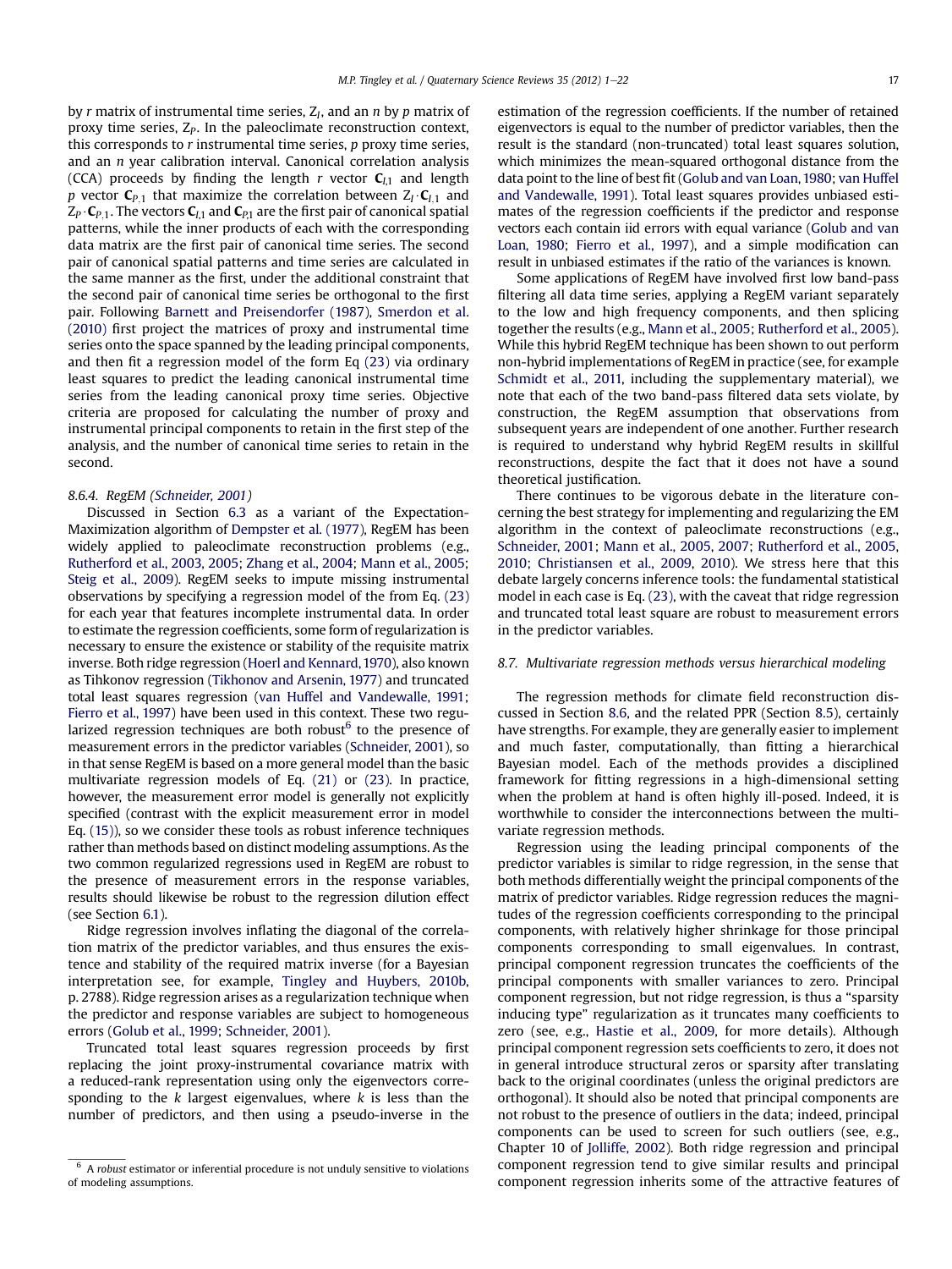by $r$ matrix of instrumental time series, $Z_I$, and an $n$ by $p$ matrix of proxy time series, $Z_P$. In the paleoclimate reconstruction context, this corresponds to $r$ instrumental time series, $p$ proxy time series, and an $n$ year calibration interval. Canonical correlation analysis (CCA) proceeds by finding the length $r$ vector $\mathbf{C}_{I,1}$ and length $p$ vector $\mathbf{C}_{P,1}$ that maximize the correlation between $Z_I \cdot \mathbf{C}_{I,1}$ and $Z_P \cdot \mathbf{C}_{P,1}$. The vectors $\mathbf{C}_{I,1}$ and $\mathbf{C}_{P,1}$ are the first pair of canonical spatial patterns, while the inner products of each with the corresponding data matrix are the first pair of canonical time series. The second pair of canonical spatial patterns and time series are calculated in the same manner as the first, under the additional constraint that the second pair of canonical time series be orthogonal to the first pair. Following Barnett and Preisendorfer (1987), Smerdon et al. (2010) first project the matrices of proxy and instrumental time series onto the space spanned by the leading principal components, and then fit a regression model of the form Eq (23) via ordinary least squares to predict the leading canonical instrumental time series from the leading canonical proxy time series. Objective criteria are proposed for calculating the number of proxy and instrumental principal components to retain in the first step of the analysis, and the number of canonical time series to retain in the second.

#### 8.6.4. RegEM (Schneider, 2001)

Discussed in Section 6.3 as a variant of the Expectation-Maximization algorithm of Dempster et al. (1977), RegEM has been widely applied to paleoclimate reconstruction problems (e.g., Rutherford et al., 2003, 2005; Zhang et al., 2004; Mann et al., 2005; Steig et al., 2009). RegEM seeks to impute missing instrumental observations by specifying a regression model of the from Eq. (23) for each year that features incomplete instrumental data. In order to estimate the regression coefficients, some form of regularization is necessary to ensure the existence or stability of the requisite matrix inverse. Both ridge regression (Hoerl and Kennard, 1970), also known as Tihkonov regression (Tikhonov and Arsenin, 1977) and truncated total least squares regression (van Huffel and Vandewalle, 1991; Fierro et al., 1997) have been used in this context. These two regularized regression techniques are both robust[6] to the presence of measurement errors in the predictor variables (Schneider, 2001), so in that sense RegEM is based on a more general model than the basic multivariate regression models of Eq. (21) or (23). In practice, however, the measurement error model is generally not explicitly specified (contrast with the explicit measurement error in model Eq. (15)), so we consider these tools as robust inference techniques rather than methods based on distinct modeling assumptions. As the two common regularized regressions used in RegEM are robust to the presence of measurement errors in the response variables, results should likewise be robust to the regression dilution effect (see Section 6.1).

Ridge regression involves inflating the diagonal of the correlation matrix of the predictor variables, and thus ensures the existence and stability of the required matrix inverse (for a Bayesian interpretation see, for example, Tingley and Huybers, 2010b, p. 2788). Ridge regression arises as a regularization technique when the predictor and response variables are subject to homogeneous errors (Golub et al., 1999; Schneider, 2001).

Truncated total least squares regression proceeds by first replacing the joint proxy-instrumental covariance matrix with a reduced-rank representation using only the eigenvectors corresponding to the $k$ largest eigenvalues, where $k$ is less than the number of predictors, and then using a pseudo-inverse in the estimation of the regression coefficients. If the number of retained eigenvectors is equal to the number of predictor variables, then the result is the standard (non-truncated) total least squares solution, which minimizes the mean-squared orthogonal distance from the data point to the line of best fit (Golub and van Loan, 1980; van Huffel and Vandewalle, 1991). Total least squares provides unbiased estimates of the regression coefficients if the predictor and response vectors each contain iid errors with equal variance (Golub and van Loan, 1980; Fierro et al., 1997), and a simple modification can result in unbiased estimates if the ratio of the variances is known.

Some applications of RegEM have involved first low band-pass filtering all data time series, applying a RegEM variant separately to the low and high frequency components, and then splicing together the results (e.g., Mann et al., 2005; Rutherford et al., 2005). While this hybrid RegEM technique has been shown to out perform non-hybrid implementations of RegEM in practice (see, for example Schmidt et al., 2011, including the supplementary material), we note that each of the two band-pass filtered data sets violate, by construction, the RegEM assumption that observations from subsequent years are independent of one another. Further research is required to understand why hybrid RegEM results in skillful reconstructions, despite the fact that it does not have a sound theoretical justification.

There continues to be vigorous debate in the literature concerning the best strategy for implementing and regularizing the EM algorithm in the context of paleoclimate reconstructions (e.g., Schneider, 2001; Mann et al., 2005, 2007; Rutherford et al., 2005, 2010; Christiansen et al., 2009, 2010). We stress here that this debate largely concerns inference tools: the fundamental statistical model in each case is Eq. (23), with the caveat that ridge regression and truncated total least square are robust to measurement errors in the predictor variables.

### 8.7. Multivariate regression methods versus hierarchical modeling

The regression methods for climate field reconstruction discussed in Section 8.6, and the related PPR (Section 8.5), certainly have strengths. For example, they are generally easier to implement and much faster, computationally, than fitting a hierarchical Bayesian model. Each of the methods provides a disciplined framework for fitting regressions in a high-dimensional setting when the problem at hand is often highly ill-posed. Indeed, it is worthwhile to consider the interconnections between the multivariate regression methods.

Regression using the leading principal components of the predictor variables is similar to ridge regression, in the sense that both methods differentially weight the principal components of the matrix of predictor variables. Ridge regression reduces the magnitudes of the regression coefficients corresponding to the principal components, with relatively higher shrinkage for those principal components corresponding to small eigenvalues. In contrast, principal component regression truncates the coefficients of the principal components with smaller variances to zero. Principal component regression, but not ridge regression, is thus a "sparsity inducing type" regularization as it truncates many coefficients to zero (see, e.g., Hastie et al., 2009, for more details). Although principal component regression sets coefficients to zero, it does not in general introduce structural zeros or sparsity after translating back to the original coordinates (unless the original predictors are orthogonal). It should also be noted that principal components are not robust to the presence of outliers in the data; indeed, principal components can be used to screen for such outliers (see, e.g., Chapter 10 of Jolliffe, 2002). Both ridge regression and principal component regression tend to give similar results and principal component regression inherits some of the attractive features of

[6] A *robust* estimator or inferential procedure is not unduly sensitive to violations of modeling assumptions.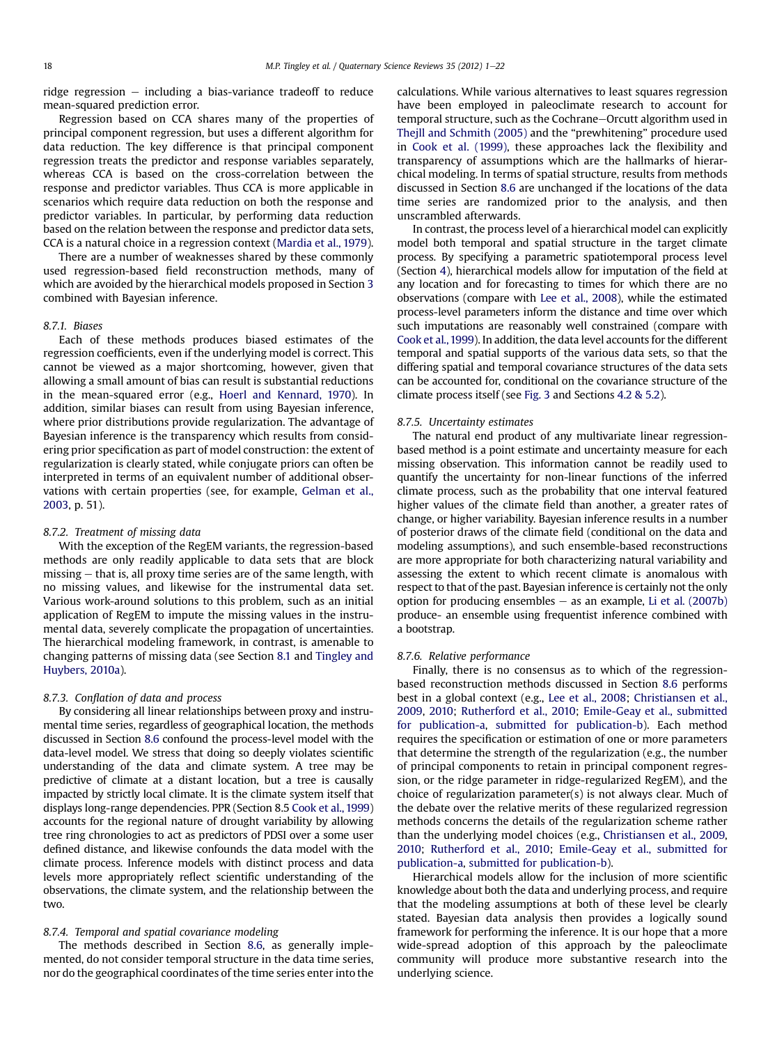ridge regression – including a bias-variance tradeoff to reduce mean-squared prediction error.

Regression based on CCA shares many of the properties of principal component regression, but uses a different algorithm for data reduction. The key difference is that principal component regression treats the predictor and response variables separately, whereas CCA is based on the cross-correlation between the response and predictor variables. Thus CCA is more applicable in scenarios which require data reduction on both the response and predictor variables. In particular, by performing data reduction based on the relation between the response and predictor data sets, CCA is a natural choice in a regression context (Mardia et al., 1979).

There are a number of weaknesses shared by these commonly used regression-based field reconstruction methods, many of which are avoided by the hierarchical models proposed in Section 3 combined with Bayesian inference.

#### 8.7.1. Biases

Each of these methods produces biased estimates of the regression coefficients, even if the underlying model is correct. This cannot be viewed as a major shortcoming, however, given that allowing a small amount of bias can result is substantial reductions in the mean-squared error (e.g., Hoerl and Kennard, 1970). In addition, similar biases can result from using Bayesian inference, where prior distributions provide regularization. The advantage of Bayesian inference is the transparency which results from considering prior specification as part of model construction: the extent of regularization is clearly stated, while conjugate priors can often be interpreted in terms of an equivalent number of additional observations with certain properties (see, for example, Gelman et al., 2003, p. 51).

#### 8.7.2. Treatment of missing data

With the exception of the RegEM variants, the regression-based methods are only readily applicable to data sets that are block missing – that is, all proxy time series are of the same length, with no missing values, and likewise for the instrumental data set. Various work-around solutions to this problem, such as an initial application of RegEM to impute the missing values in the instrumental data, severely complicate the propagation of uncertainties. The hierarchical modeling framework, in contrast, is amenable to changing patterns of missing data (see Section 8.1 and Tingley and Huybers, 2010a).

#### 8.7.3. Conflation of data and process

By considering all linear relationships between proxy and instrumental time series, regardless of geographical location, the methods discussed in Section 8.6 confound the process-level model with the data-level model. We stress that doing so deeply violates scientific understanding of the data and climate system. A tree may be predictive of climate at a distant location, but a tree is causally impacted by strictly local climate. It is the climate system itself that displays long-range dependencies. PPR (Section 8.5 Cook et al., 1999) accounts for the regional nature of drought variability by allowing tree ring chronologies to act as predictors of PDSI over a some user defined distance, and likewise confounds the data model with the climate process. Inference models with distinct process and data levels more appropriately reflect scientific understanding of the observations, the climate system, and the relationship between the two.

#### 8.7.4. Temporal and spatial covariance modeling

The methods described in Section 8.6, as generally implemented, do not consider temporal structure in the data time series, nor do the geographical coordinates of the time series enter into the calculations. While various alternatives to least squares regression have been employed in paleoclimate research to account for temporal structure, such as the Cochrane–Orcutt algorithm used in Thejll and Schmith (2005) and the "prewhitening" procedure used in Cook et al. (1999), these approaches lack the flexibility and transparency of assumptions which are the hallmarks of hierarchical modeling. In terms of spatial structure, results from methods discussed in Section 8.6 are unchanged if the locations of the data time series are randomized prior to the analysis, and then unscrambled afterwards.

In contrast, the process level of a hierarchical model can explicitly model both temporal and spatial structure in the target climate process. By specifying a parametric spatiotemporal process level (Section 4), hierarchical models allow for imputation of the field at any location and for forecasting to times for which there are no observations (compare with Lee et al., 2008), while the estimated process-level parameters inform the distance and time over which such imputations are reasonably well constrained (compare with Cook et al., 1999). In addition, the data level accounts for the different temporal and spatial supports of the various data sets, so that the differing spatial and temporal covariance structures of the data sets can be accounted for, conditional on the covariance structure of the climate process itself (see Fig. 3 and Sections 4.2 & 5.2).

#### 8.7.5. Uncertainty estimates

The natural end product of any multivariate linear regression-based method is a point estimate and uncertainty measure for each missing observation. This information cannot be readily used to quantify the uncertainty for non-linear functions of the inferred climate process, such as the probability that one interval featured higher values of the climate field than another, a greater rates of change, or higher variability. Bayesian inference results in a number of posterior draws of the climate field (conditional on the data and modeling assumptions), and such ensemble-based reconstructions are more appropriate for both characterizing natural variability and assessing the extent to which recent climate is anomalous with respect to that of the past. Bayesian inference is certainly not the only option for producing ensembles – as an example, Li et al. (2007b) produce- an ensemble using frequentist inference combined with a bootstrap.

#### 8.7.6. Relative performance

Finally, there is no consensus as to which of the regression-based reconstruction methods discussed in Section 8.6 performs best in a global context (e.g., Lee et al., 2008; Christiansen et al., 2009, 2010; Rutherford et al., 2010; Emile-Geay et al., submitted for publication-a, submitted for publication-b). Each method requires the specification or estimation of one or more parameters that determine the strength of the regularization (e.g., the number of principal components to retain in principal component regression, or the ridge parameter in ridge-regularized RegEM), and the choice of regularization parameter(s) is not always clear. Much of the debate over the relative merits of these regularized regression methods concerns the details of the regularization scheme rather than the underlying model choices (e.g., Christiansen et al., 2009, 2010; Rutherford et al., 2010; Emile-Geay et al., submitted for publication-a, submitted for publication-b).

Hierarchical models allow for the inclusion of more scientific knowledge about both the data and underlying process, and require that the modeling assumptions at both of these level be clearly stated. Bayesian data analysis then provides a logically sound framework for performing the inference. It is our hope that a more wide-spread adoption of this approach by the paleoclimate community will produce more substantive research into the underlying science.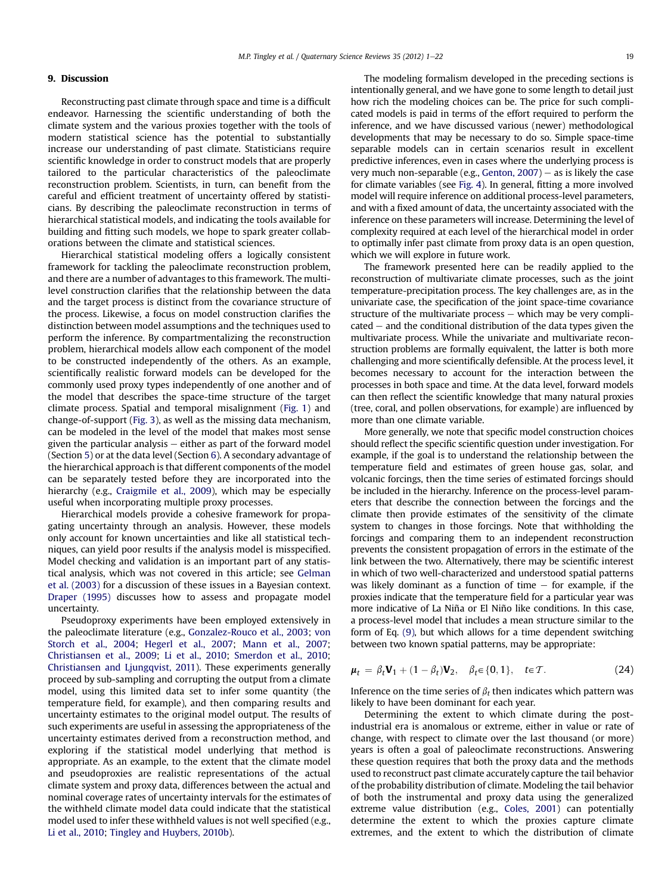## 9. Discussion

Reconstructing past climate through space and time is a difficult endeavor. Harnessing the scientific understanding of both the climate system and the various proxies together with the tools of modern statistical science has the potential to substantially increase our understanding of past climate. Statisticians require scientific knowledge in order to construct models that are properly tailored to the particular characteristics of the paleoclimate reconstruction problem. Scientists, in turn, can benefit from the careful and efficient treatment of uncertainty offered by statisticians. By describing the paleoclimate reconstruction in terms of hierarchical statistical models, and indicating the tools available for building and fitting such models, we hope to spark greater collaborations between the climate and statistical sciences.

Hierarchical statistical modeling offers a logically consistent framework for tackling the paleoclimate reconstruction problem, and there are a number of advantages to this framework. The multilevel construction clarifies that the relationship between the data and the target process is distinct from the covariance structure of the process. Likewise, a focus on model construction clarifies the distinction between model assumptions and the techniques used to perform the inference. By compartmentalizing the reconstruction problem, hierarchical models allow each component of the model to be constructed independently of the others. As an example, scientifically realistic forward models can be developed for the commonly used proxy types independently of one another and of the model that describes the space-time structure of the target climate process. Spatial and temporal misalignment (Fig. 1) and change-of-support (Fig. 3), as well as the missing data mechanism, can be modeled in the level of the model that makes most sense given the particular analysis – either as part of the forward model (Section 5) or at the data level (Section 6). A secondary advantage of the hierarchical approach is that different components of the model can be separately tested before they are incorporated into the hierarchy (e.g., Craigmile et al., 2009), which may be especially useful when incorporating multiple proxy processes.

Hierarchical models provide a cohesive framework for propagating uncertainty through an analysis. However, these models only account for known uncertainties and like all statistical techniques, can yield poor results if the analysis model is misspecified. Model checking and validation is an important part of any statistical analysis, which was not covered in this article; see Gelman et al. (2003) for a discussion of these issues in a Bayesian context. Draper (1995) discusses how to assess and propagate model uncertainty.

Pseudoproxy experiments have been employed extensively in the paleoclimate literature (e.g., Gonzalez-Rouco et al., 2003; von Storch et al., 2004; Hegerl et al., 2007; Mann et al., 2007; Christiansen et al., 2009; Li et al., 2010; Smerdon et al., 2010; Christiansen and Ljungqvist, 2011). These experiments generally proceed by sub-sampling and corrupting the output from a climate model, using this limited data set to infer some quantity (the temperature field, for example), and then comparing results and uncertainty estimates to the original model output. The results of such experiments are useful in assessing the appropriateness of the uncertainty estimates derived from a reconstruction method, and exploring if the statistical model underlying that method is appropriate. As an example, to the extent that the climate model and pseudoproxies are realistic representations of the actual climate system and proxy data, differences between the actual and nominal coverage rates of uncertainty intervals for the estimates of the withheld climate model data could indicate that the statistical model used to infer these withheld values is not well specified (e.g., Li et al., 2010; Tingley and Huybers, 2010b).

The modeling formalism developed in the preceding sections is intentionally general, and we have gone to some length to detail just how rich the modeling choices can be. The price for such complicated models is paid in terms of the effort required to perform the inference, and we have discussed various (newer) methodological developments that may be necessary to do so. Simple space-time separable models can in certain scenarios result in excellent predictive inferences, even in cases where the underlying process is very much non-separable (e.g., Genton, 2007) – as is likely the case for climate variables (see Fig. 4). In general, fitting a more involved model will require inference on additional process-level parameters, and with a fixed amount of data, the uncertainty associated with the inference on these parameters will increase. Determining the level of complexity required at each level of the hierarchical model in order to optimally infer past climate from proxy data is an open question, which we will explore in future work.

The framework presented here can be readily applied to the reconstruction of multivariate climate processes, such as the joint temperature-precipitation process. The key challenges are, as in the univariate case, the specification of the joint space-time covariance structure of the multivariate process – which may be very complicated – and the conditional distribution of the data types given the multivariate process. While the univariate and multivariate reconstruction problems are formally equivalent, the latter is both more challenging and more scientifically defensible. At the process level, it becomes necessary to account for the interaction between the processes in both space and time. At the data level, forward models can then reflect the scientific knowledge that many natural proxies (tree, coral, and pollen observations, for example) are influenced by more than one climate variable.

More generally, we note that specific model construction choices should reflect the specific scientific question under investigation. For example, if the goal is to understand the relationship between the temperature field and estimates of green house gas, solar, and volcanic forcings, then the time series of estimated forcings should be included in the hierarchy. Inference on the process-level parameters that describe the connection between the forcings and the climate then provide estimates of the sensitivity of the climate system to changes in those forcings. Note that withholding the forcings and comparing them to an independent reconstruction prevents the consistent propagation of errors in the estimate of the link between the two. Alternatively, there may be scientific interest in which of two well-characterized and understood spatial patterns was likely dominant as a function of time – for example, if the proxies indicate that the temperature field for a particular year was more indicative of La Niña or El Niño like conditions. In this case, a process-level model that includes a mean structure similar to the form of Eq. (9), but which allows for a time dependent switching between two known spatial patterns, may be appropriate:

$$\boldsymbol{\mu}_t = \beta_t \mathbf{V}_1 + (1 - \beta_t)\mathbf{V}_2, \quad \beta_t \in \{0, 1\}, \quad t \in \mathcal{T}. \tag{24}$$

Inference on the time series of $\beta_t$ then indicates which pattern was likely to have been dominant for each year.

Determining the extent to which climate during the post-industrial era is anomalous or extreme, either in value or rate of change, with respect to climate over the last thousand (or more) years is often a goal of paleoclimate reconstructions. Answering these question requires that both the proxy data and the methods used to reconstruct past climate accurately capture the tail behavior of the probability distribution of climate. Modeling the tail behavior of both the instrumental and proxy data using the generalized extreme value distribution (e.g., Coles, 2001) can potentially determine the extent to which the proxies capture climate extremes, and the extent to which the distribution of climate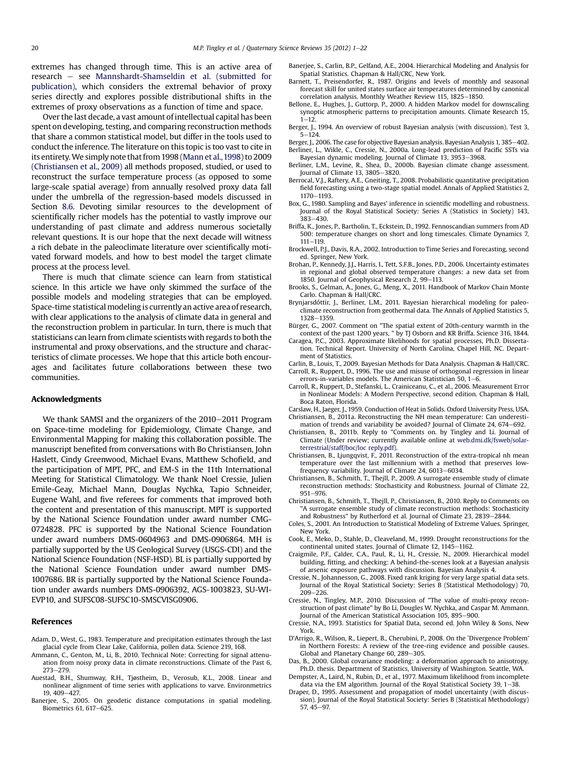extremes has changed through time. This is an active area of research – see Mannshardt-Shamseldin et al. (submitted for publication), which considers the extremal behavior of proxy series directly and explores possible distributional shifts in the extremes of proxy observations as a function of time and space.

Over the last decade, a vast amount of intellectual capital has been spent on developing, testing, and comparing reconstruction methods that share a common statistical model, but differ in the tools used to conduct the inference. The literature on this topic is too vast to cite in its entirety. We simply note that from 1998 (Mann et al., 1998) to 2009 (Christiansen et al., 2009) all methods proposed, studied, or used to reconstruct the surface temperature process (as opposed to some large-scale spatial average) from annually resolved proxy data fall under the umbrella of the regression-based models discussed in Section 8.6. Devoting similar resources to the development of scientifically richer models has the potential to vastly improve our understanding of past climate and address numerous societally relevant questions. It is our hope that the next decade will witness a rich debate in the paleoclimate literature over scientifically motivated forward models, and how to best model the target climate process at the process level.

There is much that climate science can learn from statistical science. In this article we have only skimmed the surface of the possible models and modeling strategies that can be employed. Space-time statistical modeling is currently an active area of research, with clear applications to the analysis of climate data in general and the reconstruction problem in particular. In turn, there is much that statisticians can learn from climate scientists with regards to both the instrumental and proxy observations, and the structure and characteristics of climate processes. We hope that this article both encourages and facilitates future collaborations between these two communities.

## Acknowledgments

We thank SAMSI and the organizers of the 2010–2011 Program on Space-time modeling for Epidemiology, Climate Change, and Environmental Mapping for making this collaboration possible. The manuscript benefited from conversations with Bo Christiansen, John Haslett, Cindy Greenwood, Michael Evans, Matthew Schofield, and the participation of MPT, PFC, and EM-S in the 11th International Meeting for Statistical Climatology. We thank Noel Cressie, Julien Emile-Geay, Michael Mann, Douglas Nychka, Tapio Schneider, Eugene Wahl, and five referees for comments that improved both the content and presentation of this manuscript. MPT is supported by the National Science Foundation under award number CMG-0724828. PFC is supported by the National Science Foundation under award numbers DMS-0604963 and DMS-0906864. MH is partially supported by the US Geological Survey (USGS-CDI) and the National Science Foundation (NSF-HSD). BL is partially supported by the National Science Foundation under award number DMS-1007686. BR is partially supported by the National Science Foundation under awards numbers DMS-0906392, AGS-1003823, SU-WI-EVP10, and SUFSC08-SUFSC10-SMSCVISG0906.

## References

Adam, D., West, G., 1983. Temperature and precipitation estimates through the last glacial cycle from Clear Lake, California, pollen data. Science 219, 168.

Ammann, C., Genton, M., Li, B., 2010. Technical Note: Correcting for signal attenuation from noisy proxy data in climate reconstructions. Climate of the Past 6, 273–279.

Auestad, B.H., Shumway, R.H., Tjøstheim, D., Verosub, K.L., 2008. Linear and nonlinear alignment of time series with applications to varve. Environmetrics 19, 409–427.

Banerjee, S., 2005. On geodetic distance computations in spatial modeling. Biometrics 61, 617–625.

Banerjee, S., Carlin, B.P., Gelfand, A.E., 2004. Hierarchical Modeling and Analysis for Spatial Statistics. Chapman & Hall/CRC, New York.

Barnett, T., Preisendorfer, R., 1987. Origins and levels of monthly and seasonal forecast skill for united states surface air temperatures determined by canonical correlation analysis. Monthly Weather Review 115, 1825–1850.

Bellone, E., Hughes, J., Guttorp, P., 2000. A hidden Markov model for downscaling synoptic atmospheric patterns to precipitation amounts. Climate Research 15, 1–12.

Berger, J., 1994. An overview of robust Bayesian analysis (with discussion). Test 3, 5–124.

Berger, J., 2006. The case for objective Bayesian analysis. Bayesian Analysis 1, 385–402.

Berliner, L., Wikle, C., Cressie, N., 2000a. Long-lead prediction of Pacific SSTs via Bayesian dynamic modeling. Journal of Climate 13, 3953–3968.

Berliner, L.M., Levine, R., Shea, D., 2000b. Bayesian climate change assessment. Journal of Climate 13, 3805–3820.

Berrocal, V.J., Raftery, A.E., Gneiting, T., 2008. Probabilistic quantitative precipitation field forecasting using a two-stage spatial model. Annals of Applied Statistics 2, 1170–1193.

Box, G., 1980. Sampling and Bayes' inference in scientific modelling and robustness. Journal of the Royal Statistical Society: Series A (Statistics in Society) 143, 383–430.

Briffa, K., Jones, P., Bartholin, T., Eckstein, D., 1992. Fennoscandian summers from AD 500: temperature changes on short and long timescales. Climate Dynamics 7, 111–119.

Brockwell, P.J., Davis, R.A., 2002. Introduction to Time Series and Forecasting, second ed. Springer, New York.

Brohan, P., Kennedy, J.J., Harris, I., Tett, S.F.B., Jones, P.D., 2006. Uncertainty estimates in regional and global observed temperature changes: a new data set from 1850. Journal of Geophysical Research 2, 99–113.

Brooks, S., Gelman, A., Jones, G., Meng, X., 2011. Handbook of Markov Chain Monte Carlo. Chapman & Hall/CRC.

Brynjarsdóttir, J., Berliner, L.M., 2011. Bayesian hierarchical modeling for paleoclimate reconstruction from geothermal data. The Annals of Applied Statistics 5, 1328–1359.

Bürger, G., 2007. Comment on "The spatial extent of 20th-century warmth in the context of the past 1200 years, " by TJ Osborn and KR Briffa. Science 316, 1844.

Caragea, P.C., 2003. Approximate likelihoods for spatial processes, Ph.D. Dissertation. Technical Report. University of North Carolina, Chapel Hill, NC. Department of Statistics.

Carlin, B., Louis, T., 2009. Bayesian Methods for Data Analysis. Chapman & Hall/CRC.

Carroll, R., Ruppert, D., 1996. The use and misuse of orthogonal regression in linear errors-in-variables models. The American Statistician 50, 1–6.

Carroll, R., Ruppert, D., Stefanski, L., Crainiceanu, C., et al., 2006. Measurement Error in Nonlinear Models: A Modern Perspective, second edition. Chapman & Hall, Boca Raton, Florida.

Carslaw, H., Jaeger, J., 1959. Conduction of Heat in Solids. Oxford University Press, USA.

Christiansen, B., 2011a. Reconstructing the NH mean temperature: Can underestimation of trends and variability be avoided? Journal of Climate 24, 674–692.

Christiansen, B., 2011b. Reply to "Comments on. by Tingley and Li. Journal of Climate (Under review; currently available online at web.dmi.dk/fsweb/solar-terrestrial/staff/boc/loc reply.pdf).

Christiansen, B., Ljungqvist, F., 2011. Reconstruction of the extra-tropical nh mean temperature over the last millennium with a method that preserves low-frequency variability. Journal of Climate 24, 6013–6034.

Christiansen, B., Schmith, T., Thejll, P., 2009. A surrogate ensemble study of climate reconstruction methods: Stochasticity and Robustness. Journal of Climate 22, 951–976.

Christiansen, B., Schmith, T., Thejll, P., Christiansen, B., 2010. Reply to Comments on "A surrogate ensemble study of climate reconstruction methods: Stochasticity and Robustness" by Rutherford et al. Journal of Climate 23, 2839–2844.

Coles, S., 2001. An Introduction to Statistical Modeling of Extreme Values. Springer, New York.

Cook, E., Meko, D., Stahle, D., Cleaveland, M., 1999. Drought reconstructions for the continental united states. Journal of Climate 12, 1145–1162.

Craigmile, P.F., Calder, C.A., Paul, R., Li, H., Cressie, N., 2009. Hierarchical model building, fitting, and checking: A behind-the-scenes look at a Bayesian analysis of arsenic exposure pathways with discussion. Bayesian Analysis 4.

Cressie, N., Johannesson, G., 2008. Fixed rank kriging for very large spatial data sets. Journal of the Royal Statistical Society: Series B (Statistical Methodology) 70, 209–226.

Cressie, N., Tingley, M.P., 2010. Discussion of "The value of multi-proxy reconstruction of past climate" by Bo Li, Dougles W. Nychka, and Caspar M. Ammann. Journal of the American Statistical Association 105, 895–900.

Cressie, N.A., 1993. Statistics for Spatial Data, second ed. John Wiley & Sons, New York.

D'Arrigo, R., Wilson, R., Liepert, B., Cherubini, P., 2008. On the 'Divergence Problem' in Northern Forests: A review of the tree-ring evidence and possible causes. Global and Planetary Change 60, 289–305.

Das, B., 2000. Global covariance modeling: a deformation approach to anisotropy. Ph.D. thesis. Department of Statistics, University of Washington. Seattle, WA.

Dempster, A., Laird, N., Rubin, D., et al., 1977. Maximum likelihood from incomplete data via the EM algorithm. Journal of the Royal Statistical Society 39, 1–38.

Draper, D., 1995. Assessment and propagation of model uncertainty (with discussion). Journal of the Royal Statistical Society: Series B (Statistical Methodology) 57, 45–97.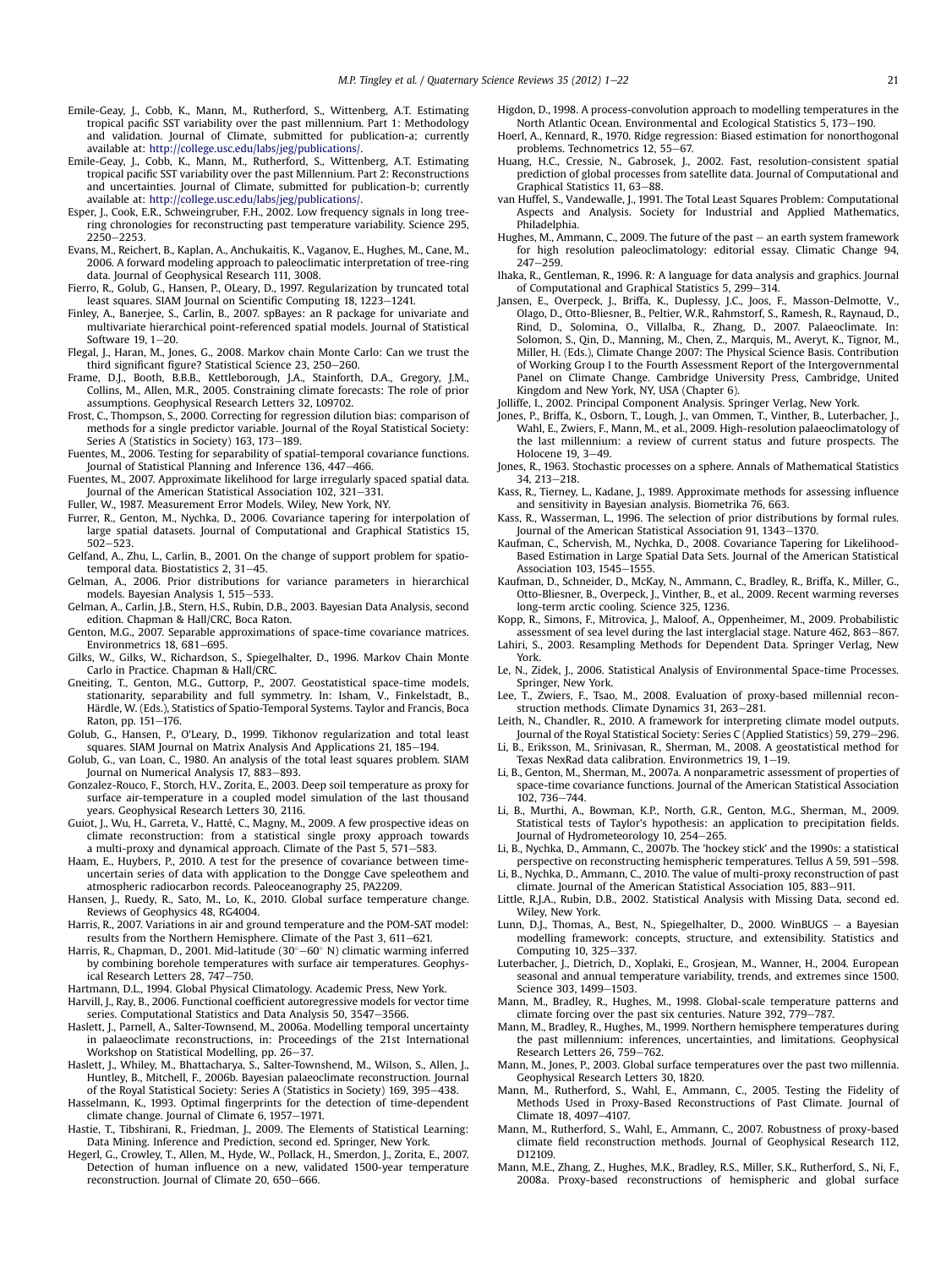Emile-Geay, J., Cobb, K., Mann, M., Rutherford, S., Wittenberg, A.T. Estimating tropical pacific SST variability over the past millennium. Part 1: Methodology and validation. Journal of Climate, submitted for publication-a; currently available at: http://college.usc.edu/labs/jeg/publications/.

Emile-Geay, J., Cobb, K., Mann, M., Rutherford, S., Wittenberg, A.T. Estimating tropical pacific SST variability over the past Millennium. Part 2: Reconstructions and uncertainties. Journal of Climate, submitted for publication-b; currently available at: http://college.usc.edu/labs/jeg/publications/.

Esper, J., Cook, E.R., Schweingruber, F.H., 2002. Low frequency signals in long tree-ring chronologies for reconstructing past temperature variability. Science 295, 2250–2253.

Evans, M., Reichert, B., Kaplan, A., Anchukaitis, K., Vaganov, E., Hughes, M., Cane, M., 2006. A forward modeling approach to paleoclimatic interpretation of tree-ring data. Journal of Geophysical Research 111, 3008.

Fierro, R., Golub, G., Hansen, P., OLeary, D., 1997. Regularization by truncated total least squares. SIAM Journal on Scientific Computing 18, 1223–1241.

Finley, A., Banerjee, S., Carlin, B., 2007. spBayes: an R package for univariate and multivariate hierarchical point-referenced spatial models. Journal of Statistical Software 19, 1–20.

Flegal, J., Haran, M., Jones, G., 2008. Markov chain Monte Carlo: Can we trust the third significant figure? Statistical Science 23, 250–260.

Frame, D.J., Booth, B.B.B., Kettleborough, J.A., Stainforth, D.A., Gregory, J.M., Collins, M., Allen, M.R., 2005. Constraining climate forecasts: The role of prior assumptions. Geophysical Research Letters 32, L09702.

Frost, C., Thompson, S., 2000. Correcting for regression dilution bias: comparison of methods for a single predictor variable. Journal of the Royal Statistical Society: Series A (Statistics in Society) 163, 173–189.

Fuentes, M., 2006. Testing for separability of spatial-temporal covariance functions. Journal of Statistical Planning and Inference 136, 447–466.

Fuentes, M., 2007. Approximate likelihood for large irregularly spaced spatial data. Journal of the American Statistical Association 102, 321–331.

Fuller, W., 1987. Measurement Error Models. Wiley, New York, NY.

Furrer, R., Genton, M., Nychka, D., 2006. Covariance tapering for interpolation of large spatial datasets. Journal of Computational and Graphical Statistics 15, 502–523.

Gelfand, A., Zhu, L., Carlin, B., 2001. On the change of support problem for spatio-temporal data. Biostatistics 2, 31–45.

Gelman, A., 2006. Prior distributions for variance parameters in hierarchical models. Bayesian Analysis 1, 515–533.

Gelman, A., Carlin, J.B., Stern, H.S., Rubin, D.B., 2003. Bayesian Data Analysis, second edition. Chapman & Hall/CRC, Boca Raton.

Genton, M.G., 2007. Separable approximations of space-time covariance matrices. Environmetrics 18, 681–695.

Gilks, W., Gilks, W., Richardson, S., Spiegelhalter, D., 1996. Markov Chain Monte Carlo in Practice. Chapman & Hall/CRC.

Gneiting, T., Genton, M.G., Guttorp, P., 2007. Geostatistical space-time models, stationarity, separability and full symmetry. In: Isham, V., Finkelstadt, B., Härdle, W. (Eds.), Statistics of Spatio-Temporal Systems. Taylor and Francis, Boca Raton, pp. 151–176.

Golub, G., Hansen, P., O'Leary, D., 1999. Tikhonov regularization and total least squares. SIAM Journal on Matrix Analysis And Applications 21, 185–194.

Golub, G., van Loan, C., 1980. An analysis of the total least squares problem. SIAM Journal on Numerical Analysis 17, 883–893.

Gonzalez-Rouco, F., Storch, H.V., Zorita, E., 2003. Deep soil temperature as proxy for surface air-temperature in a coupled model simulation of the last thousand years. Geophysical Research Letters 30, 2116.

Guiot, J., Wu, H., Garreta, V., Hatté, C., Magny, M., 2009. A few prospective ideas on climate reconstruction: from a statistical single proxy approach towards a multi-proxy and dynamical approach. Climate of the Past 5, 571–583.

Haam, E., Huybers, P., 2010. A test for the presence of covariance between time-uncertain series of data with application to the Dongge Cave speleothem and atmospheric radiocarbon records. Paleoceanography 25, PA2209.

Hansen, J., Ruedy, R., Sato, M., Lo, K., 2010. Global surface temperature change. Reviews of Geophysics 48, RG4004.

Harris, R., 2007. Variations in air and ground temperature and the POM-SAT model: results from the Northern Hemisphere. Climate of the Past 3, 611–621.

Harris, R., Chapman, D., 2001. Mid-latitude (30°–60° N) climatic warming inferred by combining borehole temperatures with surface air temperatures. Geophysical Research Letters 28, 747–750.

Hartmann, D.L., 1994. Global Physical Climatology. Academic Press, New York.

Harvill, J., Ray, B., 2006. Functional coefficient autoregressive models for vector time series. Computational Statistics and Data Analysis 50, 3547–3566.

Haslett, J., Parnell, A., Salter-Townsend, M., 2006a. Modelling temporal uncertainty in palaeoclimate reconstructions, in: Proceedings of the 21st International Workshop on Statistical Modelling, pp. 26–37.

Haslett, J., Whiley, M., Bhattacharya, S., Salter-Townshend, M., Wilson, S., Allen, J., Huntley, B., Mitchell, F., 2006b. Bayesian palaeoclimate reconstruction. Journal of the Royal Statistical Society: Series A (Statistics in Society) 169, 395–438.

Hasselmann, K., 1993. Optimal fingerprints for the detection of time-dependent climate change. Journal of Climate 6, 1957–1971.

Hastie, T., Tibshirani, R., Friedman, J., 2009. The Elements of Statistical Learning: Data Mining. Inference and Prediction, second ed. Springer, New York.

Hegerl, G., Crowley, T., Allen, M., Hyde, W., Pollack, H., Smerdon, J., Zorita, E., 2007. Detection of human influence on a new, validated 1500-year temperature reconstruction. Journal of Climate 20, 650–666.

Higdon, D., 1998. A process-convolution approach to modelling temperatures in the North Atlantic Ocean. Environmental and Ecological Statistics 5, 173–190.

Hoerl, A., Kennard, R., 1970. Ridge regression: Biased estimation for nonorthogonal problems. Technometrics 12, 55–67.

Huang, H.C., Cressie, N., Gabrosek, J., 2002. Fast, resolution-consistent spatial prediction of global processes from satellite data. Journal of Computational and Graphical Statistics 11, 63–88.

van Huffel, S., Vandewalle, J., 1991. The Total Least Squares Problem: Computational Aspects and Analysis. Society for Industrial and Applied Mathematics, Philadelphia.

Hughes, M., Ammann, C., 2009. The future of the past – an earth system framework for high resolution paleoclimatology: editorial essay. Climatic Change 94, 247–259.

Ihaka, R., Gentleman, R., 1996. R: A language for data analysis and graphics. Journal of Computational and Graphical Statistics 5, 299–314.

Jansen, E., Overpeck, J., Briffa, K., Duplessy, J.C., Joos, F., Masson-Delmotte, V., Olago, D., Otto-Bliesner, B., Peltier, W.R., Rahmstorf, S., Ramesh, R., Raynaud, D., Rind, D., Solomina, O., Villalba, R., Zhang, D., 2007. Palaeoclimate. In: Solomon, S., Qin, D., Manning, M., Chen, Z., Marquis, M., Averyt, K., Tignor, M., Miller, H. (Eds.), Climate Change 2007: The Physical Science Basis. Contribution of Working Group I to the Fourth Assessment Report of the Intergovernmental Panel on Climate Change. Cambridge University Press, Cambridge, United Kingdom and New York, NY, USA (Chapter 6).

Jolliffe, I., 2002. Principal Component Analysis. Springer Verlag, New York.

Jones, P., Briffa, K., Osborn, T., Lough, J., van Ommen, T., Vinther, B., Luterbacher, J., Wahl, E., Zwiers, F., Mann, M., et al., 2009. High-resolution palaeoclimatology of the last millennium: a review of current status and future prospects. The Holocene 19, 3–49.

Jones, R., 1963. Stochastic processes on a sphere. Annals of Mathematical Statistics 34, 213–218.

Kass, R., Tierney, L., Kadane, J., 1989. Approximate methods for assessing influence and sensitivity in Bayesian analysis. Biometrika 76, 663.

Kass, R., Wasserman, L., 1996. The selection of prior distributions by formal rules. Journal of the American Statistical Association 91, 1343–1370.

Kaufman, C., Schervish, M., Nychka, D., 2008. Covariance Tapering for Likelihood-Based Estimation in Large Spatial Data Sets. Journal of the American Statistical Association 103, 1545–1555.

Kaufman, D., Schneider, D., McKay, N., Ammann, C., Bradley, R., Briffa, K., Miller, G., Otto-Bliesner, B., Overpeck, J., Vinther, B., et al., 2009. Recent warming reverses long-term arctic cooling. Science 325, 1236.

Kopp, R., Simons, F., Mitrovica, J., Maloof, A., Oppenheimer, M., 2009. Probabilistic assessment of sea level during the last interglacial stage. Nature 462, 863–867.

Lahiri, S., 2003. Resampling Methods for Dependent Data. Springer Verlag, New York.

Le, N., Zidek, J., 2006. Statistical Analysis of Environmental Space-time Processes. Springer, New York.

Lee, T., Zwiers, F., Tsao, M., 2008. Evaluation of proxy-based millennial reconstruction methods. Climate Dynamics 31, 263–281.

Leith, N., Chandler, R., 2010. A framework for interpreting climate model outputs. Journal of the Royal Statistical Society: Series C (Applied Statistics) 59, 279–296.

Li, B., Eriksson, M., Srinivasan, R., Sherman, M., 2008. A geostatistical method for Texas NexRad data calibration. Environmetrics 19, 1–19.

Li, B., Genton, M., Sherman, M., 2007a. A nonparametric assessment of properties of space-time covariance functions. Journal of the American Statistical Association 102, 736–744.

Li, B., Murthi, A., Bowman, K.P., North, G.R., Genton, M.G., Sherman, M., 2009. Statistical tests of Taylor's hypothesis: an application to precipitation fields. Journal of Hydrometeorology 10, 254–265.

Li, B., Nychka, D., Ammann, C., 2007b. The 'hockey stick' and the 1990s: a statistical perspective on reconstructing hemispheric temperatures. Tellus A 59, 591–598.

Li, B., Nychka, D., Ammann, C., 2010. The value of multi-proxy reconstruction of past climate. Journal of the American Statistical Association 105, 883–911.

Little, R.J.A., Rubin, D.B., 2002. Statistical Analysis with Missing Data, second ed. Wiley, New York.

Lunn, D.J., Thomas, A., Best, N., Spiegelhalter, D., 2000. WinBUGS – a Bayesian modelling framework: concepts, structure, and extensibility. Statistics and Computing 10, 325–337.

Luterbacher, J., Dietrich, D., Xoplaki, E., Grosjean, M., Wanner, H., 2004. European seasonal and annual temperature variability, trends, and extremes since 1500. Science 303, 1499–1503.

Mann, M., Bradley, R., Hughes, M., 1998. Global-scale temperature patterns and climate forcing over the past six centuries. Nature 392, 779–787.

Mann, M., Bradley, R., Hughes, M., 1999. Northern hemisphere temperatures during the past millennium: inferences, uncertainties, and limitations. Geophysical Research Letters 26, 759–762.

Mann, M., Jones, P., 2003. Global surface temperatures over the past two millennia. Geophysical Research Letters 30, 1820.

Mann, M., Rutherford, S., Wahl, E., Ammann, C., 2005. Testing the Fidelity of Methods Used in Proxy-Based Reconstructions of Past Climate. Journal of Climate 18, 4097–4107.

Mann, M., Rutherford, S., Wahl, E., Ammann, C., 2007. Robustness of proxy-based climate field reconstruction methods. Journal of Geophysical Research 112, D12109.

Mann, M.E., Zhang, Z., Hughes, M.K., Bradley, R.S., Miller, S.K., Rutherford, S., Ni, F., 2008a. Proxy-based reconstructions of hemispheric and global surface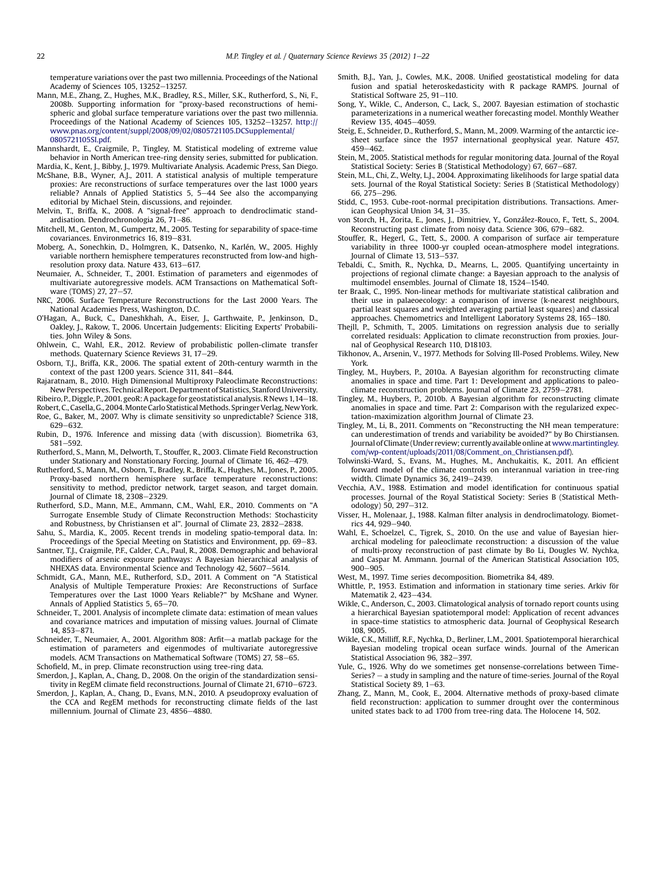temperature variations over the past two millennia. Proceedings of the National Academy of Sciences 105, 13252–13257.

Mann, M.E., Zhang, Z., Hughes, M.K., Bradley, R.S., Miller, S.K., Rutherford, S., Ni, F., 2008b. Supporting information for "proxy-based reconstructions of hemispheric and global surface temperature variations over the past two millennia. Proceedings of the National Academy of Sciences 105, 13252–13257. http://www.pnas.org/content/suppl/2008/09/02/0805721105.DCSupplemental/0805721105SI.pdf.

Mannshardt, E., Craigmile, P., Tingley, M. Statistical modeling of extreme value behavior in North American tree-ring density series, submitted for publication.

Mardia, K., Kent, J., Bibby, J., 1979. Multivariate Analysis. Academic Press, San Diego.

McShane, B.B., Wyner, A.J., 2011. A statistical analysis of multiple temperature proxies: Are reconstructions of surface temperatures over the last 1000 years reliable? Annals of Applied Statistics 5, 5–44 See also the accompanying editorial by Michael Stein, discussions, and rejoinder.

Melvin, T., Briffa, K., 2008. A "signal-free" approach to dendroclimatic standardisation. Dendrochronologia 26, 71–86.

Mitchell, M., Genton, M., Gumpertz, M., 2005. Testing for separability of space-time covariances. Environmetrics 16, 819–831.

Moberg, A., Sonechkin, D., Holmgren, K., Datsenko, N., Karlén, W., 2005. Highly variable northern hemisphere temperatures reconstructed from low-and high-resolution proxy data. Nature 433, 613–617.

Neumaier, A., Schneider, T., 2001. Estimation of parameters and eigenmodes of multivariate autoregressive models. ACM Transactions on Mathematical Software (TOMS) 27, 27–57.

NRC, 2006. Surface Temperature Reconstructions for the Last 2000 Years. The National Academies Press, Washington, D.C.

O'Hagan, A., Buck, C., Daneshkhah, A., Eiser, J., Garthwaite, P., Jenkinson, D., Oakley, J., Rakow, T., 2006. Uncertain Judgements: Eliciting Experts' Probabilities. John Wiley & Sons.

Ohlwein, C., Wahl, E.R., 2012. Review of probabilistic pollen-climate transfer methods. Quaternary Science Reviews 31, 17–29.

Osborn, T.J., Briffa, K.R., 2006. The spatial extent of 20th-century warmth in the context of the past 1200 years. Science 311, 841–844.

Rajaratnam, B., 2010. High Dimensional Multiproxy Paleoclimate Reconstructions: New Perspectives. Technical Report. Department of Statistics, Stanford University.

Ribeiro, P., Diggle, P., 2001. geoR: A package for geostatistical analysis. R News 1, 14–18.

Robert, C., Casella, G., 2004. Monte Carlo Statistical Methods. Springer Verlag, New York.

Roe, G., Baker, M., 2007. Why is climate sensitivity so unpredictable? Science 318, 629–632.

Rubin, D., 1976. Inference and missing data (with discussion). Biometrika 63, 581–592.

Rutherford, S., Mann, M., Delworth, T., Stouffer, R., 2003. Climate Field Reconstruction under Stationary and Nonstationary Forcing. Journal of Climate 16, 462–479.

Rutherford, S., Mann, M., Osborn, T., Bradley, R., Briffa, K., Hughes, M., Jones, P., 2005. Proxy-based northern hemisphere surface temperature reconstructions: sensitivity to method, predictor network, target season, and target domain. Journal of Climate 18, 2308–2329.

Rutherford, S.D., Mann, M.E., Ammann, C.M., Wahl, E.R., 2010. Comments on "A Surrogate Ensemble Study of Climate Reconstruction Methods: Stochasticity and Robustness, by Christiansen et al". Journal of Climate 23, 2832–2838.

Sahu, S., Mardia, K., 2005. Recent trends in modeling spatio-temporal data. In: Proceedings of the Special Meeting on Statistics and Environment, pp. 69–83.

Santner, T.J., Craigmile, P.F., Calder, C.A., Paul, R., 2008. Demographic and behavioral modifiers of arsenic exposure pathways: A Bayesian hierarchical analysis of NHEXAS data. Environmental Science and Technology 42, 5607–5614.

Schmidt, G.A., Mann, M.E., Rutherford, S.D., 2011. A Comment on "A Statistical Analysis of Multiple Temperature Proxies: Are Reconstructions of Surface Temperatures over the Last 1000 Years Reliable?" by McShane and Wyner. Annals of Applied Statistics 5, 65–70.

Schneider, T., 2001. Analysis of incomplete climate data: estimation of mean values and covariance matrices and imputation of missing values. Journal of Climate 14, 853–871.

Schneider, T., Neumaier, A., 2001. Algorithm 808: Arfit—a matlab package for the estimation of parameters and eigenmodes of multivariate autoregressive models. ACM Transactions on Mathematical Software (TOMS) 27, 58–65.

Schofield, M., in prep. Climate reconstruction using tree-ring data.

Smerdon, J., Kaplan, A., Chang, D., 2008. On the origin of the standardization sensitivity in RegEM climate field reconstructions. Journal of Climate 21, 6710–6723.

Smerdon, J., Kaplan, A., Chang, D., Evans, M., 2010. A pseudoproxy evaluation of the CCA and RegEM methods for reconstructing climate fields of the last millennium. Journal of Climate 23, 4856–4880.

Smith, B.J., Yan, J., Cowles, M.K., 2008. Unified geostatistical modeling for data fusion and spatial heteroskedasticity with R package RAMPS. Journal of Statistical Software 25, 91–110.

Song, Y., Wikle, C., Anderson, C., Lack, S., 2007. Bayesian estimation of stochastic parameterizations in a numerical weather forecasting model. Monthly Weather Review 135, 4045–4059.

Steig, E., Schneider, D., Rutherford, S., Mann, M., 2009. Warming of the antarctic ice-sheet surface since the 1957 international geophysical year. Nature 457, 459–462.

Stein, M., 2005. Statistical methods for regular monitoring data. Journal of the Royal Statistical Society: Series B (Statistical Methodology) 67, 667–687.

Stein, M.L., Chi, Z., Welty, L.J., 2004. Approximating likelihoods for large spatial data sets. Journal of the Royal Statistical Society: Series B (Statistical Methodology) 66, 275–296.

Stidd, C., 1953. Cube-root-normal precipitation distributions. Transactions. American Geophysical Union 34, 31–35.

von Storch, H., Zorita, E., Jones, J., Dimitriev, Y., González-Rouco, F., Tett, S., 2004. Reconstructing past climate from noisy data. Science 306, 679–682.

Stouffer, R., Hegerl, G., Tett, S., 2000. A comparison of surface air temperature variability in three 1000-yr coupled ocean-atmosphere model integrations. Journal of Climate 13, 513–537.

Tebaldi, C., Smith, R., Nychka, D., Mearns, L., 2005. Quantifying uncertainty in projections of regional climate change: a Bayesian approach to the analysis of multimodel ensembles. Journal of Climate 18, 1524–1540.

ter Braak, C., 1995. Non-linear methods for multivariate statistical calibration and their use in palaeoecology: a comparison of inverse (k-nearest neighbours, partial least squares and weighted averaging partial least squares) and classical approaches. Chemometrics and Intelligent Laboratory Systems 28, 165–180.

Thejll, P., Schmith, T., 2005. Limitations on regression analysis due to serially correlated residuals: Application to climate reconstruction from proxies. Journal of Geophysical Research 110, D18103.

Tikhonov, A., Arsenin, V., 1977. Methods for Solving Ill-Posed Problems. Wiley, New York.

Tingley, M., Huybers, P., 2010a. A Bayesian algorithm for reconstructing climate anomalies in space and time. Part 1: Development and applications to paleoclimate reconstruction problems. Journal of Climate 23, 2759–2781.

Tingley, M., Huybers, P., 2010b. A Bayesian algorithm for reconstructing climate anomalies in space and time. Part 2: Comparison with the regularized expectation-maximization algorithm Journal of Climate 23.

Tingley, M., Li, B., 2011. Comments on "Reconstructing the NH mean temperature: can underestimation of trends and variability be avoided?" by Bo Chirstiansen. Journal of Climate (Under review; currently available online at www.martintingley.com/wp-content/uploads/2011/08/Comment_on_Christiansen.pdf).

Tolwinski-Ward, S., Evans, M., Hughes, M., Anchukaitis, K., 2011. An efficient forward model of the climate controls on interannual variation in tree-ring width. Climate Dynamics 36, 2419–2439.

Vecchia, A.V., 1988. Estimation and model identification for continuous spatial processes. Journal of the Royal Statistical Society: Series B (Statistical Methodology) 50, 297–312.

Visser, H., Molenaar, J., 1988. Kalman filter analysis in dendroclimatology. Biometrics 44, 929–940.

Wahl, E., Schoelzel, C., Tigrek, S., 2010. On the use and value of Bayesian hierarchical modeling for paleoclimate reconstruction: a discussion of the value of multi-proxy reconstruction of past climate by Bo Li, Dougles W. Nychka, and Caspar M. Ammann. Journal of the American Statistical Association 105, 900–905.

West, M., 1997. Time series decomposition. Biometrika 84, 489.

Whittle, P., 1953. Estimation and information in stationary time series. Arkiv för Matematik 2, 423–434.

Wikle, C., Anderson, C., 2003. Climatological analysis of tornado report counts using a hierarchical Bayesian spatiotemporal model: Application of recent advances in space-time statistics to atmospheric data. Journal of Geophysical Research 108, 9005.

Wikle, C.K., Milliff, R.F., Nychka, D., Berliner, L.M., 2001. Spatiotemporal hierarchical Bayesian modeling tropical ocean surface winds. Journal of the American Statistical Association 96, 382–397.

Yule, G., 1926. Why do we sometimes get nonsense-correlations between Time-Series? – a study in sampling and the nature of time-series. Journal of the Royal Statistical Society 89, 1–63.

Zhang, Z., Mann, M., Cook, E., 2004. Alternative methods of proxy-based climate field reconstruction: application to summer drought over the conterminous united states back to ad 1700 from tree-ring data. The Holocene 14, 502.